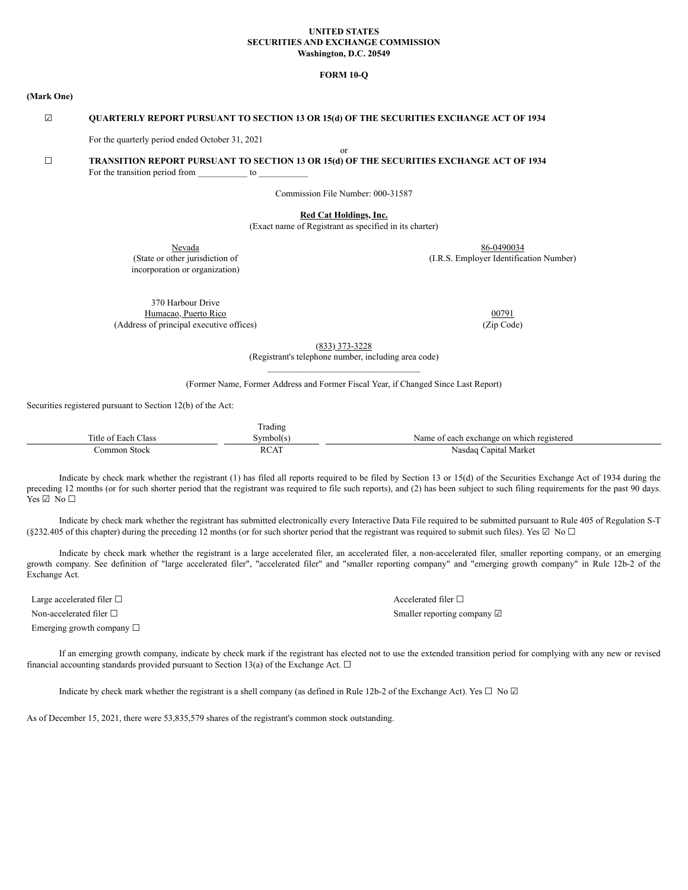**UNITED STATES**
**SECURITIES AND EXCHANGE COMMISSION**
**Washington, D.C. 20549**

**FORM 10-Q**

**(Mark One)**

☑ **QUARTERLY REPORT PURSUANT TO SECTION 13 OR 15(d) OF THE SECURITIES EXCHANGE ACT OF 1934**

For the quarterly period ended October 31, 2021

or

☐ **TRANSITION REPORT PURSUANT TO SECTION 13 OR 15(d) OF THE SECURITIES EXCHANGE ACT OF 1934**

For the transition period from ___________ to ___________

Commission File Number: 000-31587

**Red Cat Holdings, Inc.**
(Exact name of Registrant as specified in its charter)

| Nevada | 86-0490034 |
|---|---|
| (State or other jurisdiction of incorporation or organization) | (I.R.S. Employer Identification Number) |

| 370 Harbour Drive Humacao, Puerto Rico | 00791 |
|---|---|
| (Address of principal executive offices) | (Zip Code) |

(833) 373-3228
(Registrant's telephone number, including area code)

(Former Name, Former Address and Former Fiscal Year, if Changed Since Last Report)

Securities registered pursuant to Section 12(b) of the Act:

| Title of Each Class | Trading Symbol(s) | Name of each exchange on which registered |
|---|---|---|
| Common Stock | RCAT | Nasdaq Capital Market |

Indicate by check mark whether the registrant (1) has filed all reports required to be filed by Section 13 or 15(d) of the Securities Exchange Act of 1934 during the preceding 12 months (or for such shorter period that the registrant was required to file such reports), and (2) has been subject to such filing requirements for the past 90 days. Yes ☑ No ☐

Indicate by check mark whether the registrant has submitted electronically every Interactive Data File required to be submitted pursuant to Rule 405 of Regulation S-T (§232.405 of this chapter) during the preceding 12 months (or for such shorter period that the registrant was required to submit such files). Yes ☑ No ☐

Indicate by check mark whether the registrant is a large accelerated filer, an accelerated filer, a non-accelerated filer, smaller reporting company, or an emerging growth company. See definition of "large accelerated filer", "accelerated filer" and "smaller reporting company" and "emerging growth company" in Rule 12b-2 of the Exchange Act.

| | |
|---|---|
| Large accelerated filer ☐ | Accelerated filer ☐ |
| Non-accelerated filer ☐ | Smaller reporting company ☑ |
| Emerging growth company ☐ | |

If an emerging growth company, indicate by check mark if the registrant has elected not to use the extended transition period for complying with any new or revised financial accounting standards provided pursuant to Section 13(a) of the Exchange Act. ☐

Indicate by check mark whether the registrant is a shell company (as defined in Rule 12b-2 of the Exchange Act). Yes ☐ No ☑

As of December 15, 2021, there were 53,835,579 shares of the registrant's common stock outstanding.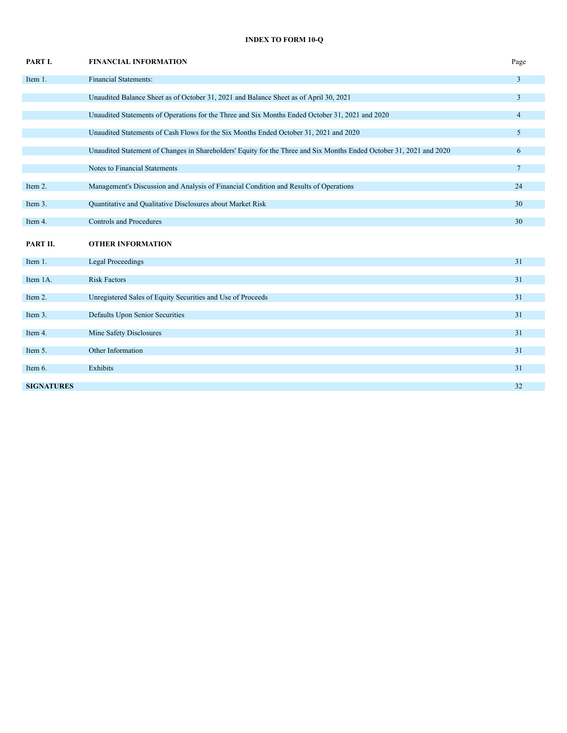**INDEX TO FORM 10-Q**

| | | Page |
|---|---|---|
| **PART I.** | **FINANCIAL INFORMATION** | |
| Item 1. | Financial Statements: | 3 |
| | Unaudited Balance Sheet as of October 31, 2021 and Balance Sheet as of April 30, 2021 | 3 |
| | Unaudited Statements of Operations for the Three and Six Months Ended October 31, 2021 and 2020 | 4 |
| | Unaudited Statements of Cash Flows for the Six Months Ended October 31, 2021 and 2020 | 5 |
| | Unaudited Statement of Changes in Shareholders' Equity for the Three and Six Months Ended October 31, 2021 and 2020 | 6 |
| | Notes to Financial Statements | 7 |
| Item 2. | Management's Discussion and Analysis of Financial Condition and Results of Operations | 24 |
| Item 3. | Quantitative and Qualitative Disclosures about Market Risk | 30 |
| Item 4. | Controls and Procedures | 30 |
| **PART II.** | **OTHER INFORMATION** | |
| Item 1. | Legal Proceedings | 31 |
| Item 1A. | Risk Factors | 31 |
| Item 2. | Unregistered Sales of Equity Securities and Use of Proceeds | 31 |
| Item 3. | Defaults Upon Senior Securities | 31 |
| Item 4. | Mine Safety Disclosures | 31 |
| Item 5. | Other Information | 31 |
| Item 6. | Exhibits | 31 |
| **SIGNATURES** | | 32 |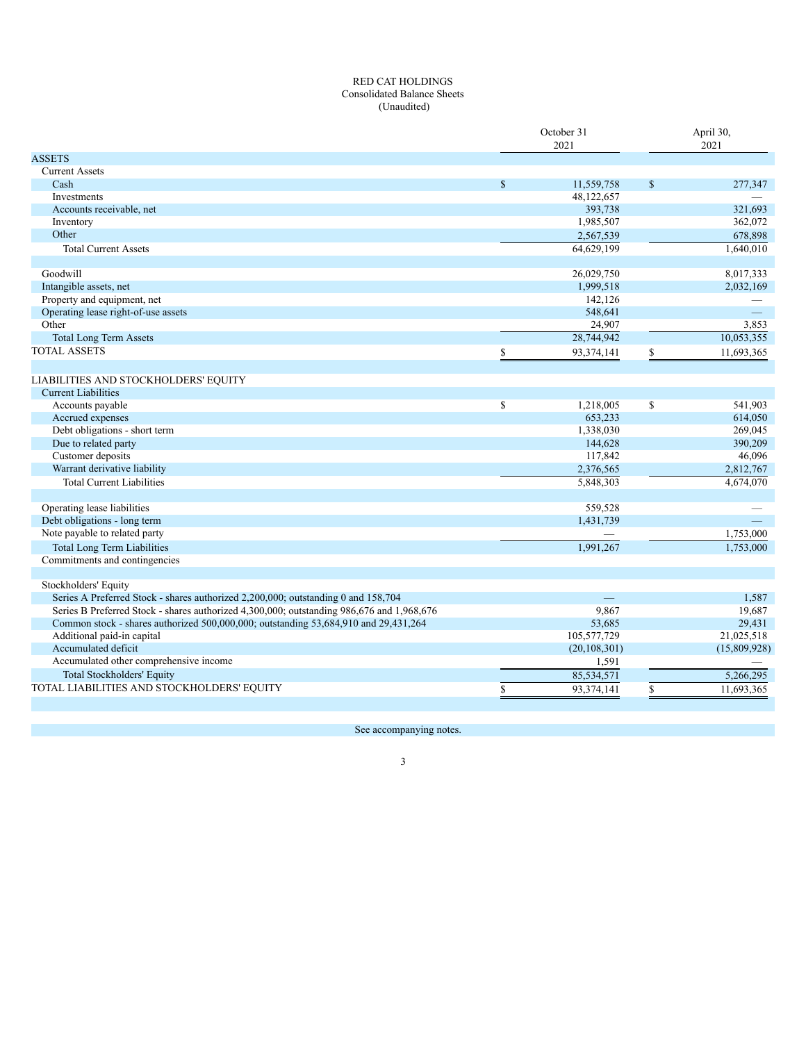# RED CAT HOLDINGS

## Consolidated Balance Sheets

(Unaudited)

| | October 31 2021 | April 30, 2021 |
|---|---|---|
| **ASSETS** | | |
| Current Assets | | |
| Cash | $ 11,559,758 | $ 277,347 |
| Investments | 48,122,657 | — |
| Accounts receivable, net | 393,738 | 321,693 |
| Inventory | 1,985,507 | 362,072 |
| Other | 2,567,539 | 678,898 |
| Total Current Assets | 64,629,199 | 1,640,010 |
| | | |
| Goodwill | 26,029,750 | 8,017,333 |
| Intangible assets, net | 1,999,518 | 2,032,169 |
| Property and equipment, net | 142,126 | — |
| Operating lease right-of-use assets | 548,641 | — |
| Other | 24,907 | 3,853 |
| Total Long Term Assets | 28,744,942 | 10,053,355 |
| TOTAL ASSETS | $ 93,374,141 | $ 11,693,365 |
| | | |
| **LIABILITIES AND STOCKHOLDERS' EQUITY** | | |
| Current Liabilities | | |
| Accounts payable | $ 1,218,005 | $ 541,903 |
| Accrued expenses | 653,233 | 614,050 |
| Debt obligations - short term | 1,338,030 | 269,045 |
| Due to related party | 144,628 | 390,209 |
| Customer deposits | 117,842 | 46,096 |
| Warrant derivative liability | 2,376,565 | 2,812,767 |
| Total Current Liabilities | 5,848,303 | 4,674,070 |
| | | |
| Operating lease liabilities | 559,528 | — |
| Debt obligations - long term | 1,431,739 | — |
| Note payable to related party | — | 1,753,000 |
| Total Long Term Liabilities | 1,991,267 | 1,753,000 |
| Commitments and contingencies | | |
| | | |
| Stockholders' Equity | | |
| Series A Preferred Stock - shares authorized 2,200,000; outstanding 0 and 158,704 | — | 1,587 |
| Series B Preferred Stock - shares authorized 4,300,000; outstanding 986,676 and 1,968,676 | 9,867 | 19,687 |
| Common stock - shares authorized 500,000,000; outstanding 53,684,910 and 29,431,264 | 53,685 | 29,431 |
| Additional paid-in capital | 105,577,729 | 21,025,518 |
| Accumulated deficit | (20,108,301) | (15,809,928) |
| Accumulated other comprehensive income | 1,591 | — |
| Total Stockholders' Equity | 85,534,571 | 5,266,295 |
| TOTAL LIABILITIES AND STOCKHOLDERS' EQUITY | $ 93,374,141 | $ 11,693,365 |

See accompanying notes.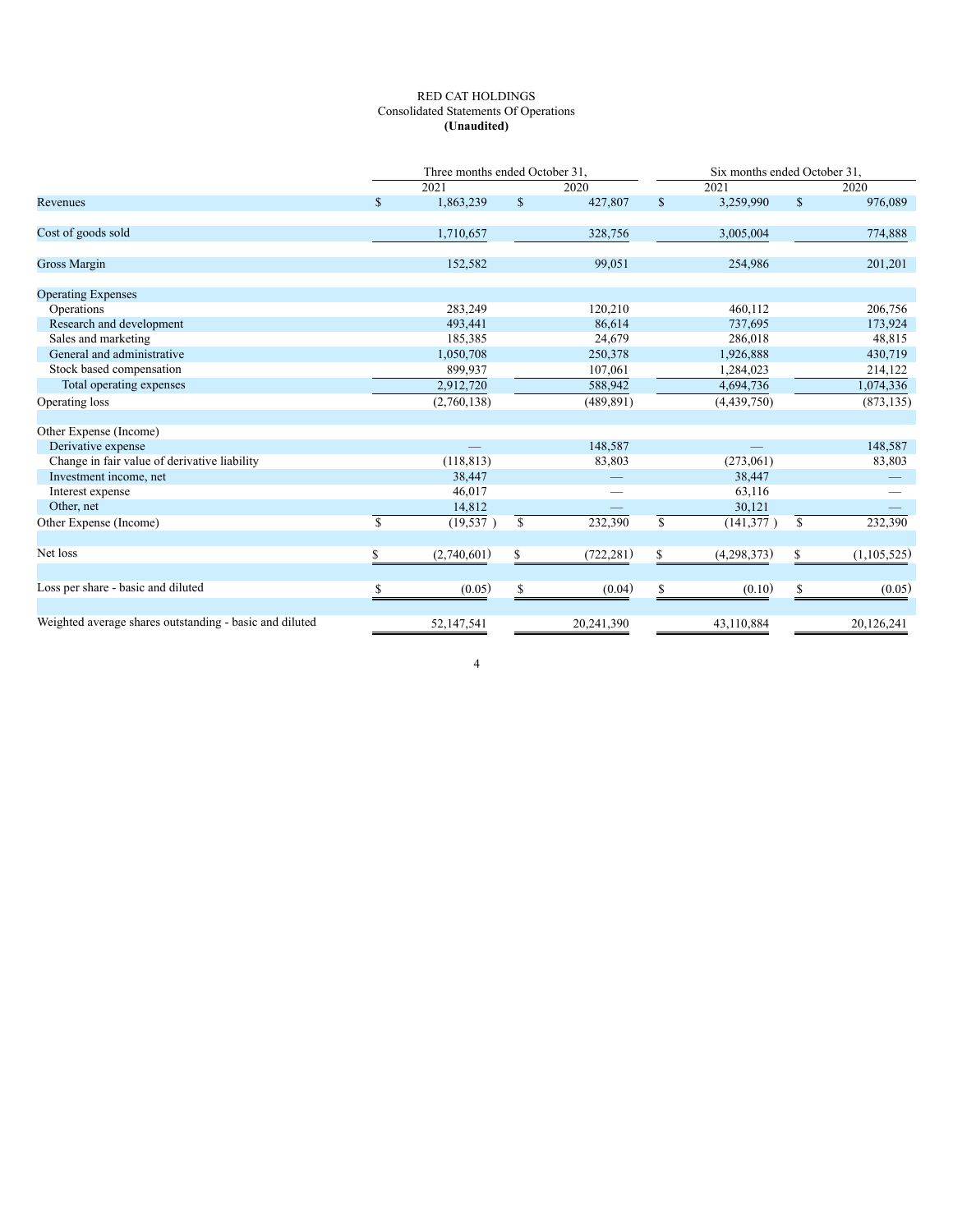RED CAT HOLDINGS
Consolidated Statements Of Operations
**(Unaudited)**

| | Three months ended October 31, | | Six months ended October 31, | |
|---|---|---|---|---|
| | 2021 | 2020 | 2021 | 2020 |
| Revenues | $ 1,863,239 | $ 427,807 | $ 3,259,990 | $ 976,089 |
| Cost of goods sold | 1,710,657 | 328,756 | 3,005,004 | 774,888 |
| Gross Margin | 152,582 | 99,051 | 254,986 | 201,201 |
| Operating Expenses | | | | |
| Operations | 283,249 | 120,210 | 460,112 | 206,756 |
| Research and development | 493,441 | 86,614 | 737,695 | 173,924 |
| Sales and marketing | 185,385 | 24,679 | 286,018 | 48,815 |
| General and administrative | 1,050,708 | 250,378 | 1,926,888 | 430,719 |
| Stock based compensation | 899,937 | 107,061 | 1,284,023 | 214,122 |
| Total operating expenses | 2,912,720 | 588,942 | 4,694,736 | 1,074,336 |
| Operating loss | (2,760,138) | (489,891) | (4,439,750) | (873,135) |
| Other Expense (Income) | | | | |
| Derivative expense | — | 148,587 | — | 148,587 |
| Change in fair value of derivative liability | (118,813) | 83,803 | (273,061) | 83,803 |
| Investment income, net | 38,447 | — | 38,447 | — |
| Interest expense | 46,017 | — | 63,116 | — |
| Other, net | 14,812 | — | 30,121 | — |
| Other Expense (Income) | $ (19,537 ) | $ 232,390 | $ (141,377 ) | $ 232,390 |
| Net loss | $ (2,740,601) | $ (722,281) | $ (4,298,373) | $ (1,105,525) |
| Loss per share - basic and diluted | $ (0.05) | $ (0.04) | $ (0.10) | $ (0.05) |
| Weighted average shares outstanding - basic and diluted | 52,147,541 | 20,241,390 | 43,110,884 | 20,126,241 |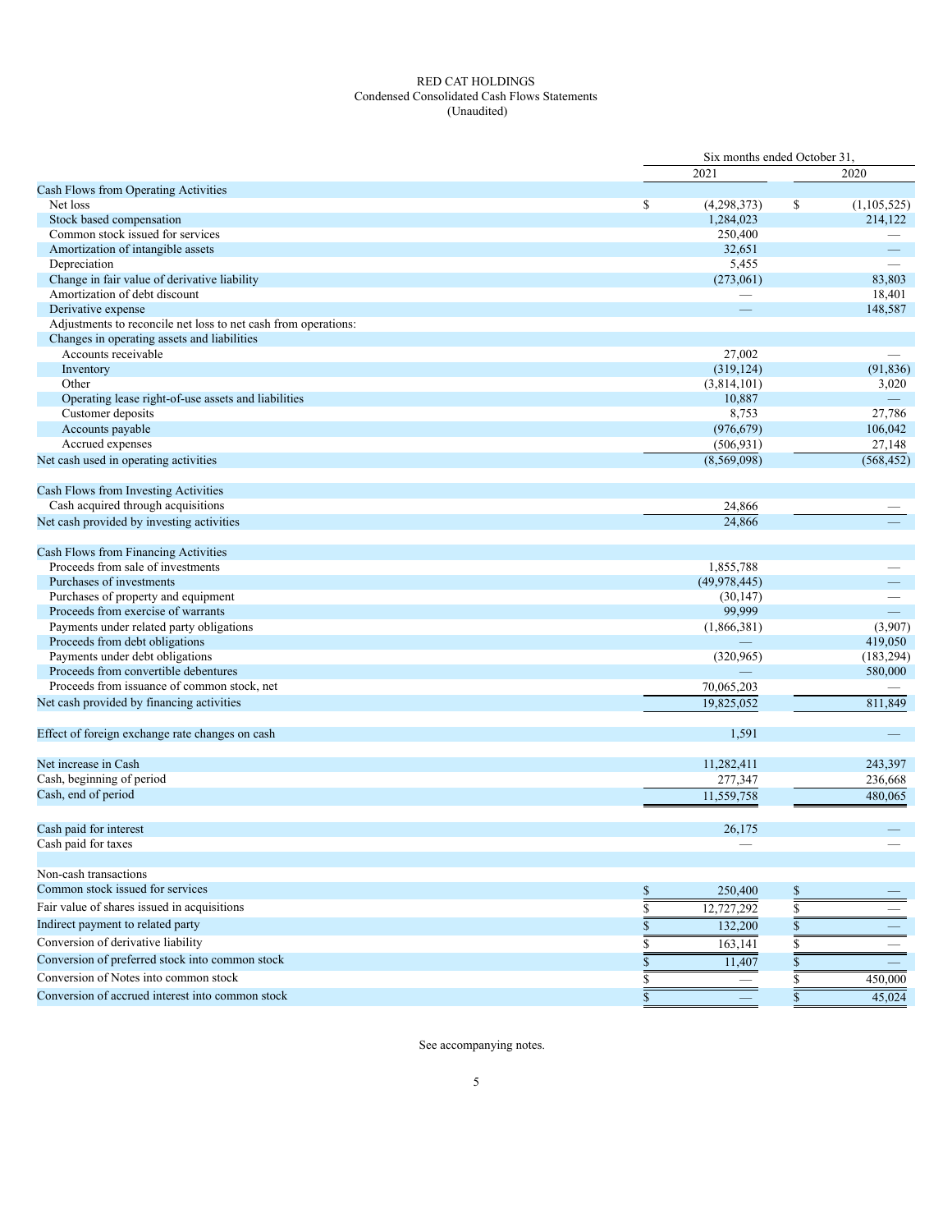RED CAT HOLDINGS
Condensed Consolidated Cash Flows Statements
(Unaudited)

| | Six months ended October 31, | |
|---|---|---|
| | 2021 | 2020 |
| **Cash Flows from Operating Activities** | | |
| Net loss | $ (4,298,373) | $ (1,105,525) |
| Stock based compensation | 1,284,023 | 214,122 |
| Common stock issued for services | 250,400 | — |
| Amortization of intangible assets | 32,651 | — |
| Depreciation | 5,455 | — |
| Change in fair value of derivative liability | (273,061) | 83,803 |
| Amortization of debt discount | — | 18,401 |
| Derivative expense | — | 148,587 |
| Adjustments to reconcile net loss to net cash from operations: | | |
| Changes in operating assets and liabilities | | |
| Accounts receivable | 27,002 | — |
| Inventory | (319,124) | (91,836) |
| Other | (3,814,101) | 3,020 |
| Operating lease right-of-use assets and liabilities | 10,887 | — |
| Customer deposits | 8,753 | 27,786 |
| Accounts payable | (976,679) | 106,042 |
| Accrued expenses | (506,931) | 27,148 |
| Net cash used in operating activities | (8,569,098) | (568,452) |
| | | |
| **Cash Flows from Investing Activities** | | |
| Cash acquired through acquisitions | 24,866 | — |
| Net cash provided by investing activities | 24,866 | — |
| | | |
| **Cash Flows from Financing Activities** | | |
| Proceeds from sale of investments | 1,855,788 | — |
| Purchases of investments | (49,978,445) | — |
| Purchases of property and equipment | (30,147) | — |
| Proceeds from exercise of warrants | 99,999 | — |
| Payments under related party obligations | (1,866,381) | (3,907) |
| Proceeds from debt obligations | — | 419,050 |
| Payments under debt obligations | (320,965) | (183,294) |
| Proceeds from convertible debentures | — | 580,000 |
| Proceeds from issuance of common stock, net | 70,065,203 | — |
| Net cash provided by financing activities | 19,825,052 | 811,849 |
| | | |
| Effect of foreign exchange rate changes on cash | 1,591 | — |
| | | |
| Net increase in Cash | 11,282,411 | 243,397 |
| Cash, beginning of period | 277,347 | 236,668 |
| Cash, end of period | 11,559,758 | 480,065 |
| | | |
| Cash paid for interest | 26,175 | — |
| Cash paid for taxes | — | — |
| | | |
| **Non-cash transactions** | | |
| Common stock issued for services | $ 250,400 | $ — |
| Fair value of shares issued in acquisitions | $ 12,727,292 | $ — |
| Indirect payment to related party | $ 132,200 | $ — |
| Conversion of derivative liability | $ 163,141 | $ — |
| Conversion of preferred stock into common stock | $ 11,407 | $ — |
| Conversion of Notes into common stock | $ — | $ 450,000 |
| Conversion of accrued interest into common stock | $ — | $ 45,024 |

See accompanying notes.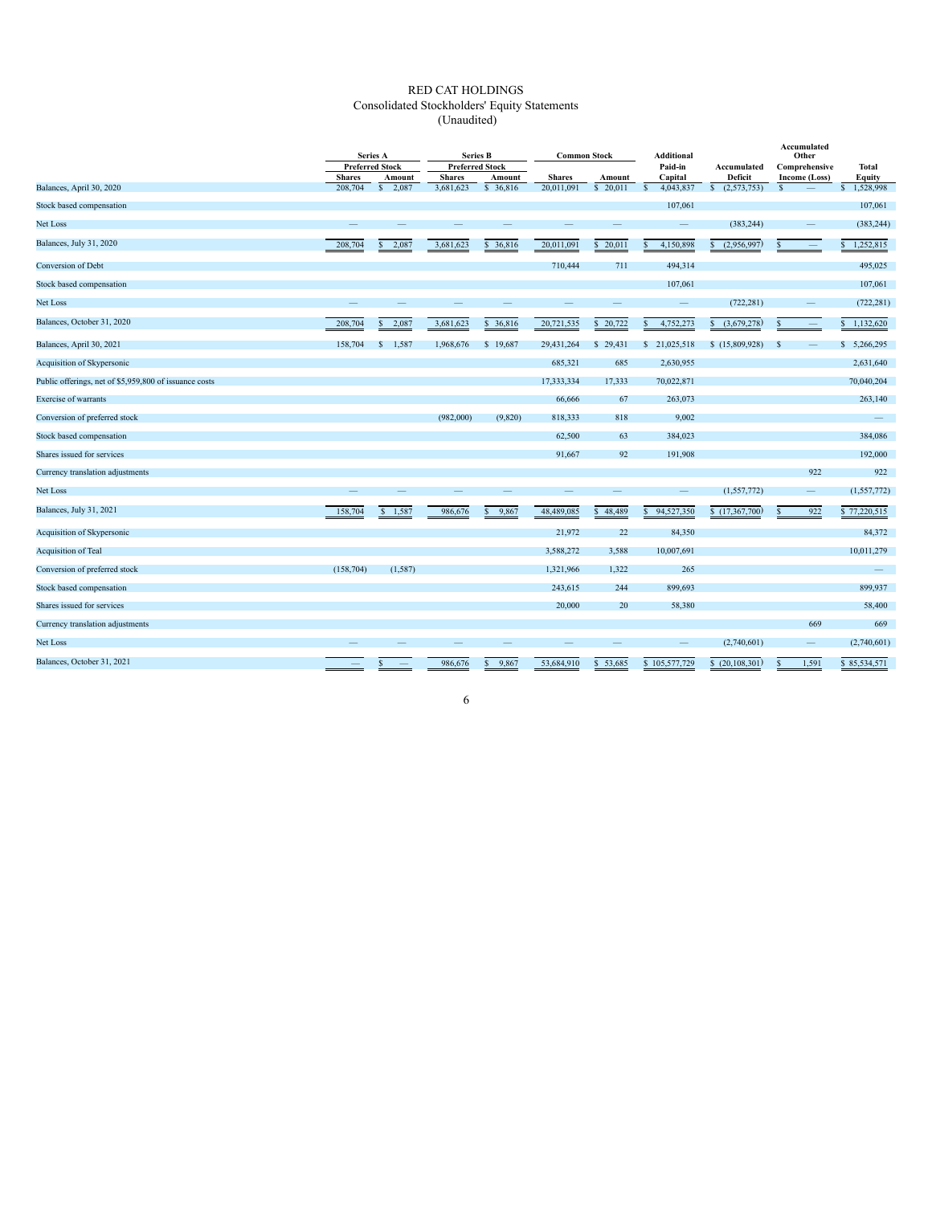# RED CAT HOLDINGS
## Consolidated Stockholders' Equity Statements
### (Unaudited)

| | Series A Preferred Stock | | Series B Preferred Stock | | Common Stock | | Additional Paid-in | Accumulated | Accumulated Other Comprehensive | Total |
|---|---|---|---|---|---|---|---|---|---|---|
| | Shares | Amount | Shares | Amount | Shares | Amount | Capital | Deficit | Income (Loss) | Equity |
| Balances, April 30, 2020 | 208,704 | $ 2,087 | 3,681,623 | $ 36,816 | 20,011,091 | $ 20,011 | $ 4,043,837 | $ (2,573,753) | $ — | $ 1,528,998 |
| Stock based compensation | | | | | | | 107,061 | | | 107,061 |
| Net Loss | — | — | — | — | — | — | — | (383,244) | — | (383,244) |
| Balances, July 31, 2020 | 208,704 | $ 2,087 | 3,681,623 | $ 36,816 | 20,011,091 | $ 20,011 | $ 4,150,898 | $ (2,956,997) | $ — | $ 1,252,815 |
| Conversion of Debt | | | | | 710,444 | 711 | 494,314 | | | 495,025 |
| Stock based compensation | | | | | | | 107,061 | | | 107,061 |
| Net Loss | — | — | — | — | — | — | — | (722,281) | — | (722,281) |
| Balances, October 31, 2020 | 208,704 | $ 2,087 | 3,681,623 | $ 36,816 | 20,721,535 | $ 20,722 | $ 4,752,273 | $ (3,679,278) | $ — | $ 1,132,620 |
| Balances, April 30, 2021 | 158,704 | $ 1,587 | 1,968,676 | $ 19,687 | 29,431,264 | $ 29,431 | $ 21,025,518 | $ (15,809,928) | $ — | $ 5,266,295 |
| Acquisition of Skypersonic | | | | | 685,321 | 685 | 2,630,955 | | | 2,631,640 |
| Public offerings, net of $5,959,800 of issuance costs | | | | | 17,333,334 | 17,333 | 70,022,871 | | | 70,040,204 |
| Exercise of warrants | | | | | 66,666 | 67 | 263,073 | | | 263,140 |
| Conversion of preferred stock | | | (982,000) | (9,820) | 818,333 | 818 | 9,002 | | | — |
| Stock based compensation | | | | | 62,500 | 63 | 384,023 | | | 384,086 |
| Shares issued for services | | | | | 91,667 | 92 | 191,908 | | | 192,000 |
| Currency translation adjustments | | | | | | | | | 922 | 922 |
| Net Loss | — | — | — | — | — | — | — | (1,557,772) | — | (1,557,772) |
| Balances, July 31, 2021 | 158,704 | $ 1,587 | 986,676 | $ 9,867 | 48,489,085 | $ 48,489 | $ 94,527,350 | $ (17,367,700) | $ 922 | $ 77,220,515 |
| Acquisition of Skypersonic | | | | | 21,972 | 22 | 84,350 | | | 84,372 |
| Acquisition of Teal | | | | | 3,588,272 | 3,588 | 10,007,691 | | | 10,011,279 |
| Conversion of preferred stock | (158,704) | (1,587) | | | 1,321,966 | 1,322 | 265 | | | — |
| Stock based compensation | | | | | 243,615 | 244 | 899,693 | | | 899,937 |
| Shares issued for services | | | | | 20,000 | 20 | 58,380 | | | 58,400 |
| Currency translation adjustments | | | | | | | | | 669 | 669 |
| Net Loss | — | — | — | — | — | — | — | (2,740,601) | — | (2,740,601) |
| Balances, October 31, 2021 | — | $ — | 986,676 | $ 9,867 | 53,684,910 | $ 53,685 | $ 105,577,729 | $ (20,108,301) | $ 1,591 | $ 85,534,571 |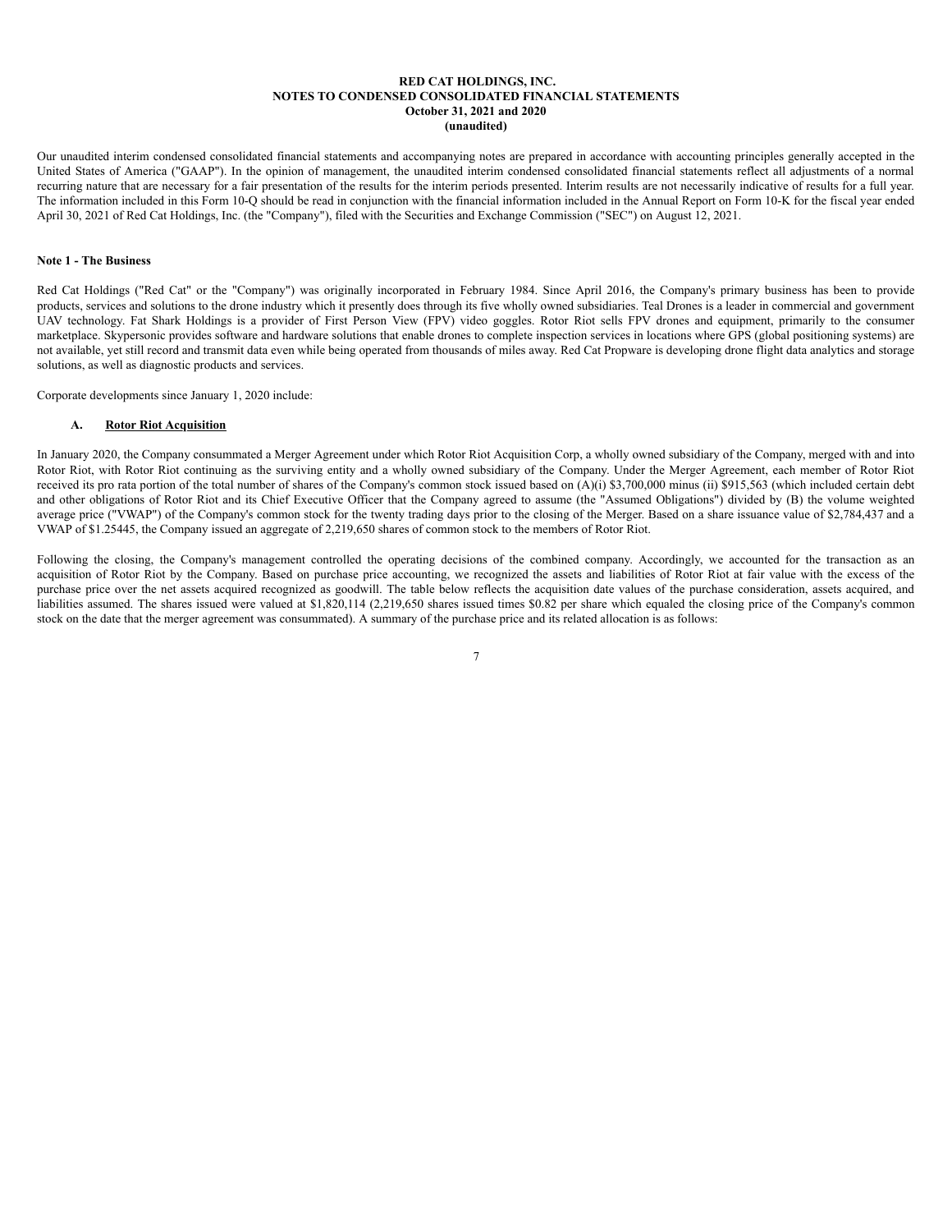**RED CAT HOLDINGS, INC.**
**NOTES TO CONDENSED CONSOLIDATED FINANCIAL STATEMENTS**
**October 31, 2021 and 2020**
**(unaudited)**

Our unaudited interim condensed consolidated financial statements and accompanying notes are prepared in accordance with accounting principles generally accepted in the United States of America ("GAAP"). In the opinion of management, the unaudited interim condensed consolidated financial statements reflect all adjustments of a normal recurring nature that are necessary for a fair presentation of the results for the interim periods presented. Interim results are not necessarily indicative of results for a full year. The information included in this Form 10-Q should be read in conjunction with the financial information included in the Annual Report on Form 10-K for the fiscal year ended April 30, 2021 of Red Cat Holdings, Inc. (the "Company"), filed with the Securities and Exchange Commission ("SEC") on August 12, 2021.

**Note 1 - The Business**

Red Cat Holdings ("Red Cat" or the "Company") was originally incorporated in February 1984. Since April 2016, the Company's primary business has been to provide products, services and solutions to the drone industry which it presently does through its five wholly owned subsidiaries. Teal Drones is a leader in commercial and government UAV technology. Fat Shark Holdings is a provider of First Person View (FPV) video goggles. Rotor Riot sells FPV drones and equipment, primarily to the consumer marketplace. Skypersonic provides software and hardware solutions that enable drones to complete inspection services in locations where GPS (global positioning systems) are not available, yet still record and transmit data even while being operated from thousands of miles away. Red Cat Propware is developing drone flight data analytics and storage solutions, as well as diagnostic products and services.

Corporate developments since January 1, 2020 include:

**A. Rotor Riot Acquisition**

In January 2020, the Company consummated a Merger Agreement under which Rotor Riot Acquisition Corp, a wholly owned subsidiary of the Company, merged with and into Rotor Riot, with Rotor Riot continuing as the surviving entity and a wholly owned subsidiary of the Company. Under the Merger Agreement, each member of Rotor Riot received its pro rata portion of the total number of shares of the Company's common stock issued based on (A)(i) $3,700,000 minus (ii) $915,563 (which included certain debt and other obligations of Rotor Riot and its Chief Executive Officer that the Company agreed to assume (the "Assumed Obligations") divided by (B) the volume weighted average price ("VWAP") of the Company's common stock for the twenty trading days prior to the closing of the Merger. Based on a share issuance value of $2,784,437 and a VWAP of $1.25445, the Company issued an aggregate of 2,219,650 shares of common stock to the members of Rotor Riot.

Following the closing, the Company's management controlled the operating decisions of the combined company. Accordingly, we accounted for the transaction as an acquisition of Rotor Riot by the Company. Based on purchase price accounting, we recognized the assets and liabilities of Rotor Riot at fair value with the excess of the purchase price over the net assets acquired recognized as goodwill. The table below reflects the acquisition date values of the purchase consideration, assets acquired, and liabilities assumed. The shares issued were valued at $1,820,114 (2,219,650 shares issued times $0.82 per share which equaled the closing price of the Company's common stock on the date that the merger agreement was consummated). A summary of the purchase price and its related allocation is as follows: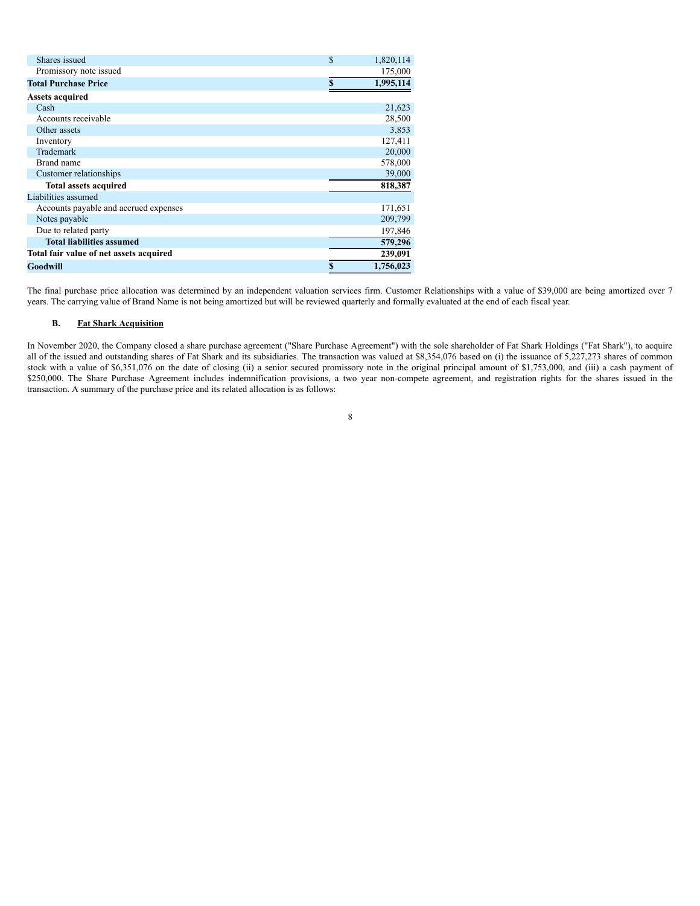| | |
|---|---|
| Shares issued | $ 1,820,114 |
| Promissory note issued | 175,000 |
| **Total Purchase Price** | **$ 1,995,114** |
| **Assets acquired** | |
| Cash | 21,623 |
| Accounts receivable | 28,500 |
| Other assets | 3,853 |
| Inventory | 127,411 |
| Trademark | 20,000 |
| Brand name | 578,000 |
| Customer relationships | 39,000 |
| **Total assets acquired** | **818,387** |
| Liabilities assumed | |
| Accounts payable and accrued expenses | 171,651 |
| Notes payable | 209,799 |
| Due to related party | 197,846 |
| **Total liabilities assumed** | **579,296** |
| **Total fair value of net assets acquired** | **239,091** |
| **Goodwill** | **$ 1,756,023** |

The final purchase price allocation was determined by an independent valuation services firm. Customer Relationships with a value of $39,000 are being amortized over 7 years. The carrying value of Brand Name is not being amortized but will be reviewed quarterly and formally evaluated at the end of each fiscal year.

### B. Fat Shark Acquisition

In November 2020, the Company closed a share purchase agreement ("Share Purchase Agreement") with the sole shareholder of Fat Shark Holdings ("Fat Shark"), to acquire all of the issued and outstanding shares of Fat Shark and its subsidiaries. The transaction was valued at $8,354,076 based on (i) the issuance of 5,227,273 shares of common stock with a value of $6,351,076 on the date of closing (ii) a senior secured promissory note in the original principal amount of $1,753,000, and (iii) a cash payment of $250,000. The Share Purchase Agreement includes indemnification provisions, a two year non-compete agreement, and registration rights for the shares issued in the transaction. A summary of the purchase price and its related allocation is as follows: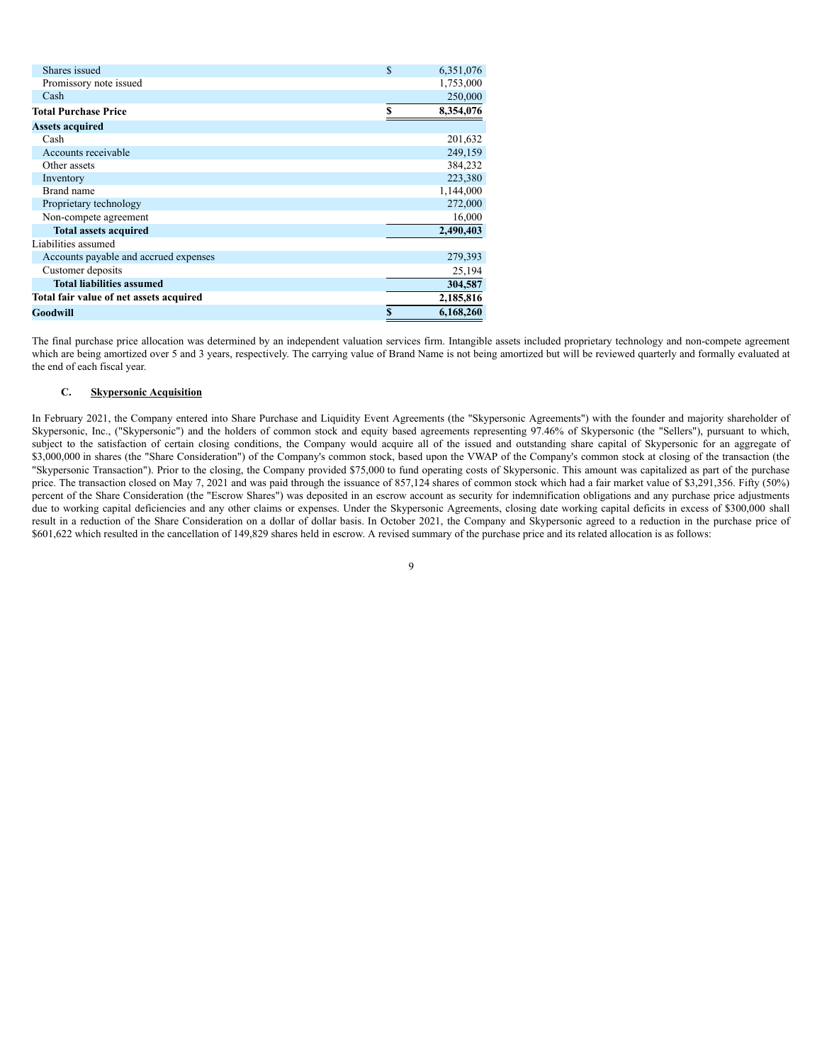| | | |
|---|---|---|
| Shares issued | $ | 6,351,076 |
| Promissory note issued | | 1,753,000 |
| Cash | | 250,000 |
| **Total Purchase Price** | **$** | **8,354,076** |
| **Assets acquired** | | |
| Cash | | 201,632 |
| Accounts receivable | | 249,159 |
| Other assets | | 384,232 |
| Inventory | | 223,380 |
| Brand name | | 1,144,000 |
| Proprietary technology | | 272,000 |
| Non-compete agreement | | 16,000 |
| **Total assets acquired** | | **2,490,403** |
| Liabilities assumed | | |
| Accounts payable and accrued expenses | | 279,393 |
| Customer deposits | | 25,194 |
| **Total liabilities assumed** | | **304,587** |
| **Total fair value of net assets acquired** | | **2,185,816** |
| **Goodwill** | **$** | **6,168,260** |

The final purchase price allocation was determined by an independent valuation services firm. Intangible assets included proprietary technology and non-compete agreement which are being amortized over 5 and 3 years, respectively. The carrying value of Brand Name is not being amortized but will be reviewed quarterly and formally evaluated at the end of each fiscal year.

### C. Skypersonic Acquisition

In February 2021, the Company entered into Share Purchase and Liquidity Event Agreements (the "Skypersonic Agreements") with the founder and majority shareholder of Skypersonic, Inc., ("Skypersonic") and the holders of common stock and equity based agreements representing 97.46% of Skypersonic (the "Sellers"), pursuant to which, subject to the satisfaction of certain closing conditions, the Company would acquire all of the issued and outstanding share capital of Skypersonic for an aggregate of $3,000,000 in shares (the "Share Consideration") of the Company's common stock, based upon the VWAP of the Company's common stock at closing of the transaction (the "Skypersonic Transaction"). Prior to the closing, the Company provided $75,000 to fund operating costs of Skypersonic. This amount was capitalized as part of the purchase price. The transaction closed on May 7, 2021 and was paid through the issuance of 857,124 shares of common stock which had a fair market value of $3,291,356. Fifty (50%) percent of the Share Consideration (the "Escrow Shares") was deposited in an escrow account as security for indemnification obligations and any purchase price adjustments due to working capital deficiencies and any other claims or expenses. Under the Skypersonic Agreements, closing date working capital deficits in excess of $300,000 shall result in a reduction of the Share Consideration on a dollar of dollar basis. In October 2021, the Company and Skypersonic agreed to a reduction in the purchase price of $601,622 which resulted in the cancellation of 149,829 shares held in escrow. A revised summary of the purchase price and its related allocation is as follows: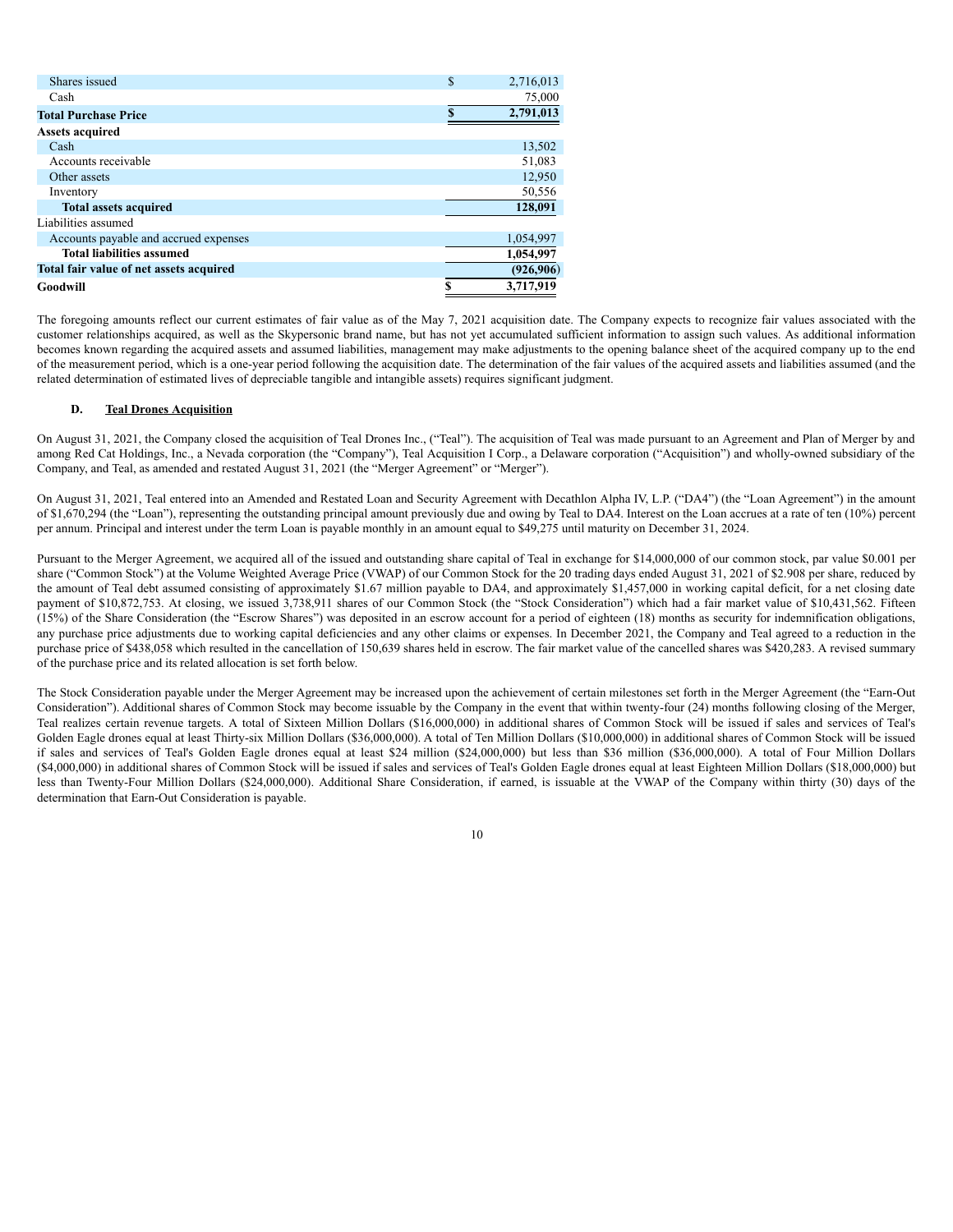| | |
|---|---|
| Shares issued | $ 2,716,013 |
| Cash | 75,000 |
| **Total Purchase Price** | **$ 2,791,013** |
| **Assets acquired** | |
| Cash | 13,502 |
| Accounts receivable | 51,083 |
| Other assets | 12,950 |
| Inventory | 50,556 |
| **Total assets acquired** | **128,091** |
| Liabilities assumed | |
| Accounts payable and accrued expenses | 1,054,997 |
| **Total liabilities assumed** | **1,054,997** |
| **Total fair value of net assets acquired** | **(926,906)** |
| **Goodwill** | **$ 3,717,919** |

The foregoing amounts reflect our current estimates of fair value as of the May 7, 2021 acquisition date. The Company expects to recognize fair values associated with the customer relationships acquired, as well as the Skypersonic brand name, but has not yet accumulated sufficient information to assign such values. As additional information becomes known regarding the acquired assets and assumed liabilities, management may make adjustments to the opening balance sheet of the acquired company up to the end of the measurement period, which is a one-year period following the acquisition date. The determination of the fair values of the acquired assets and liabilities assumed (and the related determination of estimated lives of depreciable tangible and intangible assets) requires significant judgment.

### D. Teal Drones Acquisition

On August 31, 2021, the Company closed the acquisition of Teal Drones Inc., ("Teal"). The acquisition of Teal was made pursuant to an Agreement and Plan of Merger by and among Red Cat Holdings, Inc., a Nevada corporation (the "Company"), Teal Acquisition I Corp., a Delaware corporation ("Acquisition") and wholly-owned subsidiary of the Company, and Teal, as amended and restated August 31, 2021 (the "Merger Agreement" or "Merger").

On August 31, 2021, Teal entered into an Amended and Restated Loan and Security Agreement with Decathlon Alpha IV, L.P. ("DA4") (the "Loan Agreement") in the amount of $1,670,294 (the "Loan"), representing the outstanding principal amount previously due and owing by Teal to DA4. Interest on the Loan accrues at a rate of ten (10%) percent per annum. Principal and interest under the term Loan is payable monthly in an amount equal to $49,275 until maturity on December 31, 2024.

Pursuant to the Merger Agreement, we acquired all of the issued and outstanding share capital of Teal in exchange for $14,000,000 of our common stock, par value $0.001 per share ("Common Stock") at the Volume Weighted Average Price (VWAP) of our Common Stock for the 20 trading days ended August 31, 2021 of $2.908 per share, reduced by the amount of Teal debt assumed consisting of approximately $1.67 million payable to DA4, and approximately $1,457,000 in working capital deficit, for a net closing date payment of $10,872,753. At closing, we issued 3,738,911 shares of our Common Stock (the "Stock Consideration") which had a fair market value of $10,431,562. Fifteen (15%) of the Share Consideration (the "Escrow Shares") was deposited in an escrow account for a period of eighteen (18) months as security for indemnification obligations, any purchase price adjustments due to working capital deficiencies and any other claims or expenses. In December 2021, the Company and Teal agreed to a reduction in the purchase price of $438,058 which resulted in the cancellation of 150,639 shares held in escrow. The fair market value of the cancelled shares was $420,283. A revised summary of the purchase price and its related allocation is set forth below.

The Stock Consideration payable under the Merger Agreement may be increased upon the achievement of certain milestones set forth in the Merger Agreement (the "Earn-Out Consideration"). Additional shares of Common Stock may become issuable by the Company in the event that within twenty-four (24) months following closing of the Merger, Teal realizes certain revenue targets. A total of Sixteen Million Dollars ($16,000,000) in additional shares of Common Stock will be issued if sales and services of Teal's Golden Eagle drones equal at least Thirty-six Million Dollars ($36,000,000). A total of Ten Million Dollars ($10,000,000) in additional shares of Common Stock will be issued if sales and services of Teal's Golden Eagle drones equal at least $24 million ($24,000,000) but less than $36 million ($36,000,000). A total of Four Million Dollars ($4,000,000) in additional shares of Common Stock will be issued if sales and services of Teal's Golden Eagle drones equal at least Eighteen Million Dollars ($18,000,000) but less than Twenty-Four Million Dollars ($24,000,000). Additional Share Consideration, if earned, is issuable at the VWAP of the Company within thirty (30) days of the determination that Earn-Out Consideration is payable.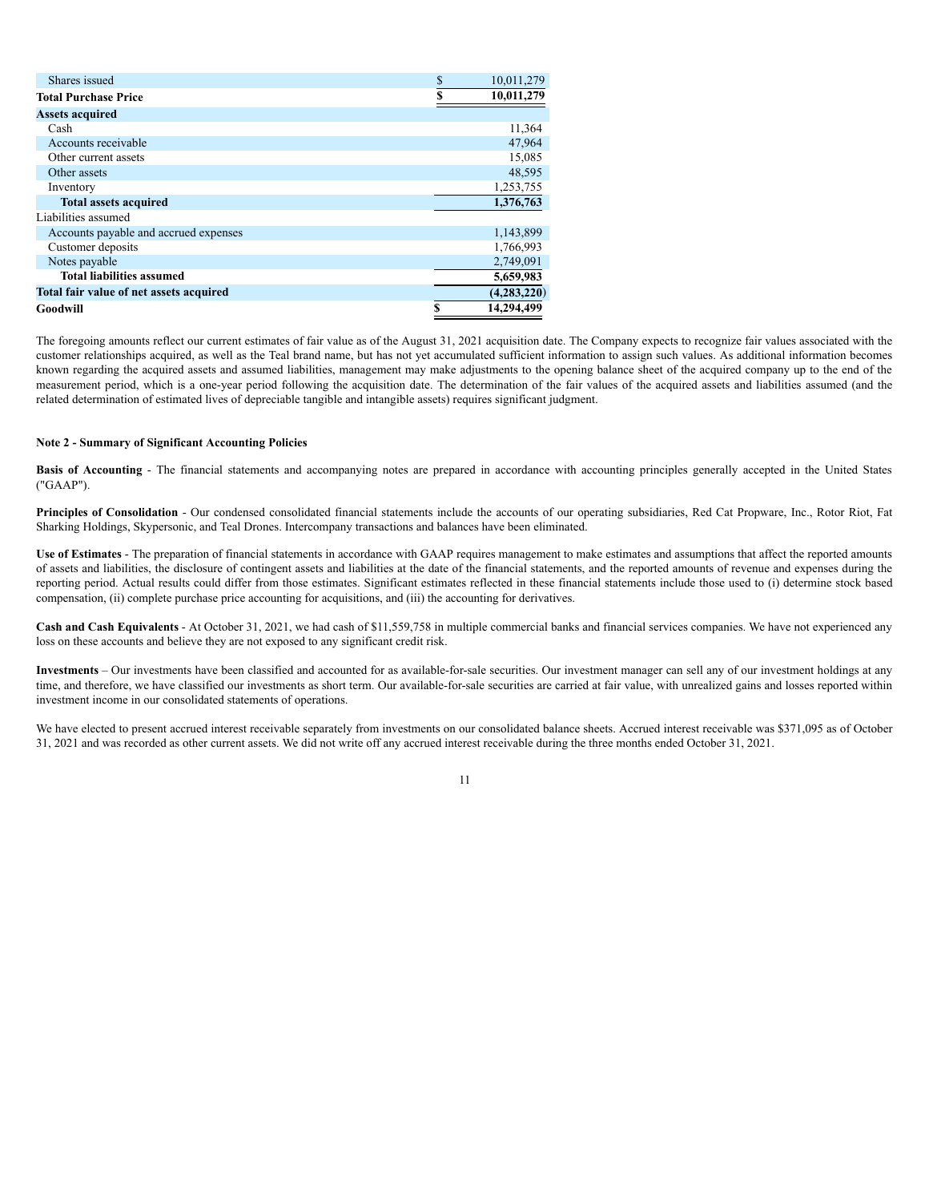| | | |
|---|---|---|
| Shares issued | $ | 10,011,279 |
| **Total Purchase Price** | **$** | **10,011,279** |
| **Assets acquired** | | |
| Cash | | 11,364 |
| Accounts receivable | | 47,964 |
| Other current assets | | 15,085 |
| Other assets | | 48,595 |
| Inventory | | 1,253,755 |
| **Total assets acquired** | | **1,376,763** |
| Liabilities assumed | | |
| Accounts payable and accrued expenses | | 1,143,899 |
| Customer deposits | | 1,766,993 |
| Notes payable | | 2,749,091 |
| **Total liabilities assumed** | | **5,659,983** |
| **Total fair value of net assets acquired** | | **(4,283,220)** |
| **Goodwill** | **$** | **14,294,499** |

The foregoing amounts reflect our current estimates of fair value as of the August 31, 2021 acquisition date. The Company expects to recognize fair values associated with the customer relationships acquired, as well as the Teal brand name, but has not yet accumulated sufficient information to assign such values. As additional information becomes known regarding the acquired assets and assumed liabilities, management may make adjustments to the opening balance sheet of the acquired company up to the end of the measurement period, which is a one-year period following the acquisition date. The determination of the fair values of the acquired assets and liabilities assumed (and the related determination of estimated lives of depreciable tangible and intangible assets) requires significant judgment.

**Note 2 - Summary of Significant Accounting Policies**

**Basis of Accounting** - The financial statements and accompanying notes are prepared in accordance with accounting principles generally accepted in the United States ("GAAP").

**Principles of Consolidation** - Our condensed consolidated financial statements include the accounts of our operating subsidiaries, Red Cat Propware, Inc., Rotor Riot, Fat Sharking Holdings, Skypersonic, and Teal Drones. Intercompany transactions and balances have been eliminated.

**Use of Estimates** - The preparation of financial statements in accordance with GAAP requires management to make estimates and assumptions that affect the reported amounts of assets and liabilities, the disclosure of contingent assets and liabilities at the date of the financial statements, and the reported amounts of revenue and expenses during the reporting period. Actual results could differ from those estimates. Significant estimates reflected in these financial statements include those used to (i) determine stock based compensation, (ii) complete purchase price accounting for acquisitions, and (iii) the accounting for derivatives.

**Cash and Cash Equivalents** - At October 31, 2021, we had cash of $11,559,758 in multiple commercial banks and financial services companies. We have not experienced any loss on these accounts and believe they are not exposed to any significant credit risk.

**Investments** – Our investments have been classified and accounted for as available-for-sale securities. Our investment manager can sell any of our investment holdings at any time, and therefore, we have classified our investments as short term. Our available-for-sale securities are carried at fair value, with unrealized gains and losses reported within investment income in our consolidated statements of operations.

We have elected to present accrued interest receivable separately from investments on our consolidated balance sheets. Accrued interest receivable was $371,095 as of October 31, 2021 and was recorded as other current assets. We did not write off any accrued interest receivable during the three months ended October 31, 2021.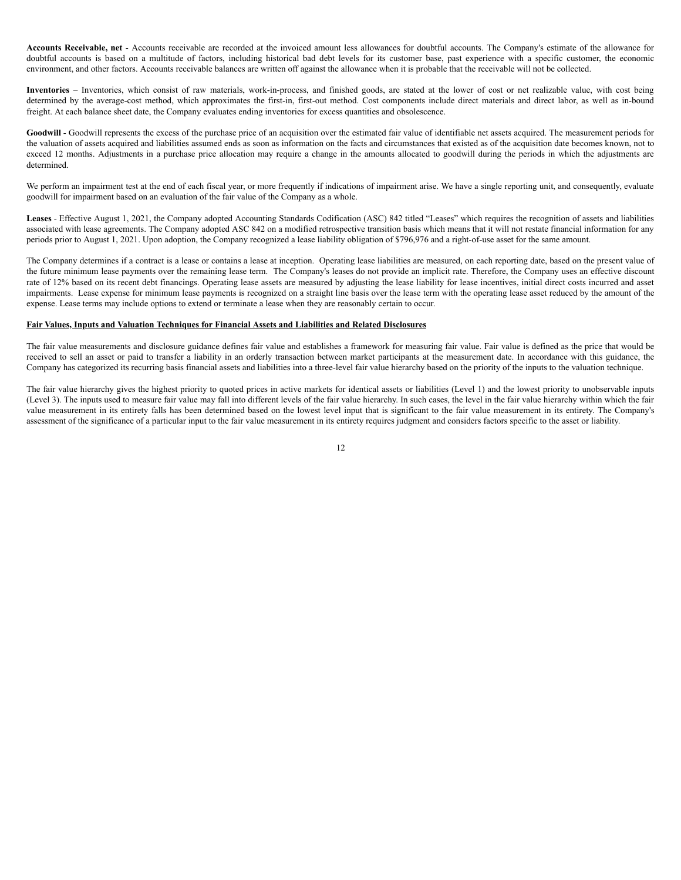**Accounts Receivable, net** - Accounts receivable are recorded at the invoiced amount less allowances for doubtful accounts. The Company's estimate of the allowance for doubtful accounts is based on a multitude of factors, including historical bad debt levels for its customer base, past experience with a specific customer, the economic environment, and other factors. Accounts receivable balances are written off against the allowance when it is probable that the receivable will not be collected.

**Inventories** – Inventories, which consist of raw materials, work-in-process, and finished goods, are stated at the lower of cost or net realizable value, with cost being determined by the average-cost method, which approximates the first-in, first-out method. Cost components include direct materials and direct labor, as well as in-bound freight. At each balance sheet date, the Company evaluates ending inventories for excess quantities and obsolescence.

**Goodwill** - Goodwill represents the excess of the purchase price of an acquisition over the estimated fair value of identifiable net assets acquired. The measurement periods for the valuation of assets acquired and liabilities assumed ends as soon as information on the facts and circumstances that existed as of the acquisition date becomes known, not to exceed 12 months. Adjustments in a purchase price allocation may require a change in the amounts allocated to goodwill during the periods in which the adjustments are determined.

We perform an impairment test at the end of each fiscal year, or more frequently if indications of impairment arise. We have a single reporting unit, and consequently, evaluate goodwill for impairment based on an evaluation of the fair value of the Company as a whole.

**Leases** - Effective August 1, 2021, the Company adopted Accounting Standards Codification (ASC) 842 titled "Leases" which requires the recognition of assets and liabilities associated with lease agreements. The Company adopted ASC 842 on a modified retrospective transition basis which means that it will not restate financial information for any periods prior to August 1, 2021. Upon adoption, the Company recognized a lease liability obligation of $796,976 and a right-of-use asset for the same amount.

The Company determines if a contract is a lease or contains a lease at inception. Operating lease liabilities are measured, on each reporting date, based on the present value of the future minimum lease payments over the remaining lease term. The Company's leases do not provide an implicit rate. Therefore, the Company uses an effective discount rate of 12% based on its recent debt financings. Operating lease assets are measured by adjusting the lease liability for lease incentives, initial direct costs incurred and asset impairments. Lease expense for minimum lease payments is recognized on a straight line basis over the lease term with the operating lease asset reduced by the amount of the expense. Lease terms may include options to extend or terminate a lease when they are reasonably certain to occur.

**Fair Values, Inputs and Valuation Techniques for Financial Assets and Liabilities and Related Disclosures**

The fair value measurements and disclosure guidance defines fair value and establishes a framework for measuring fair value. Fair value is defined as the price that would be received to sell an asset or paid to transfer a liability in an orderly transaction between market participants at the measurement date. In accordance with this guidance, the Company has categorized its recurring basis financial assets and liabilities into a three-level fair value hierarchy based on the priority of the inputs to the valuation technique.

The fair value hierarchy gives the highest priority to quoted prices in active markets for identical assets or liabilities (Level 1) and the lowest priority to unobservable inputs (Level 3). The inputs used to measure fair value may fall into different levels of the fair value hierarchy. In such cases, the level in the fair value hierarchy within which the fair value measurement in its entirety falls has been determined based on the lowest level input that is significant to the fair value measurement in its entirety. The Company's assessment of the significance of a particular input to the fair value measurement in its entirety requires judgment and considers factors specific to the asset or liability.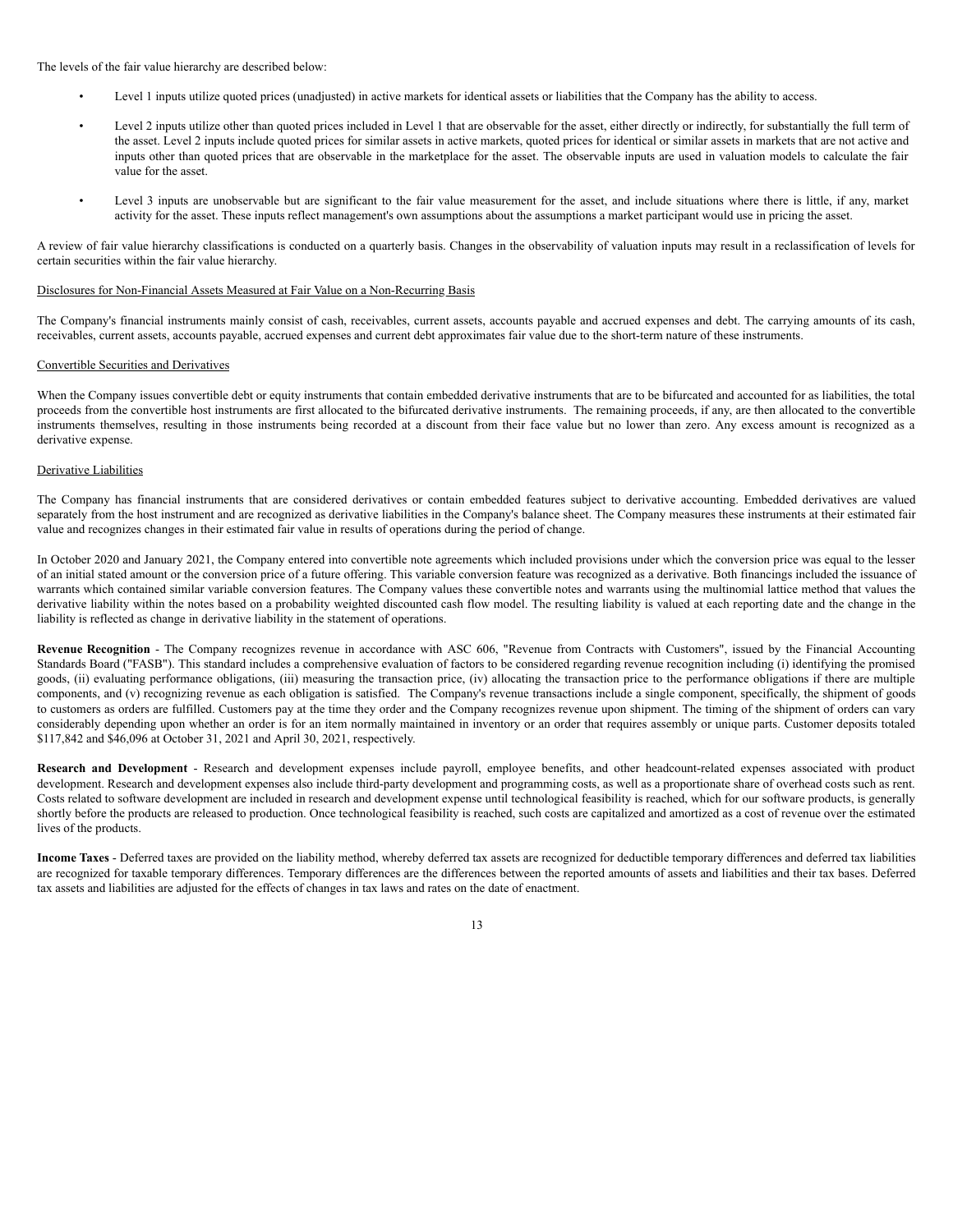The levels of the fair value hierarchy are described below:

- Level 1 inputs utilize quoted prices (unadjusted) in active markets for identical assets or liabilities that the Company has the ability to access.
- Level 2 inputs utilize other than quoted prices included in Level 1 that are observable for the asset, either directly or indirectly, for substantially the full term of the asset. Level 2 inputs include quoted prices for similar assets in active markets, quoted prices for identical or similar assets in markets that are not active and inputs other than quoted prices that are observable in the marketplace for the asset. The observable inputs are used in valuation models to calculate the fair value for the asset.
- Level 3 inputs are unobservable but are significant to the fair value measurement for the asset, and include situations where there is little, if any, market activity for the asset. These inputs reflect management's own assumptions about the assumptions a market participant would use in pricing the asset.

A review of fair value hierarchy classifications is conducted on a quarterly basis. Changes in the observability of valuation inputs may result in a reclassification of levels for certain securities within the fair value hierarchy.

Disclosures for Non-Financial Assets Measured at Fair Value on a Non-Recurring Basis

The Company's financial instruments mainly consist of cash, receivables, current assets, accounts payable and accrued expenses and debt. The carrying amounts of its cash, receivables, current assets, accounts payable, accrued expenses and current debt approximates fair value due to the short-term nature of these instruments.

Convertible Securities and Derivatives

When the Company issues convertible debt or equity instruments that contain embedded derivative instruments that are to be bifurcated and accounted for as liabilities, the total proceeds from the convertible host instruments are first allocated to the bifurcated derivative instruments. The remaining proceeds, if any, are then allocated to the convertible instruments themselves, resulting in those instruments being recorded at a discount from their face value but no lower than zero. Any excess amount is recognized as a derivative expense.

Derivative Liabilities

The Company has financial instruments that are considered derivatives or contain embedded features subject to derivative accounting. Embedded derivatives are valued separately from the host instrument and are recognized as derivative liabilities in the Company's balance sheet. The Company measures these instruments at their estimated fair value and recognizes changes in their estimated fair value in results of operations during the period of change.

In October 2020 and January 2021, the Company entered into convertible note agreements which included provisions under which the conversion price was equal to the lesser of an initial stated amount or the conversion price of a future offering. This variable conversion feature was recognized as a derivative. Both financings included the issuance of warrants which contained similar variable conversion features. The Company values these convertible notes and warrants using the multinomial lattice method that values the derivative liability within the notes based on a probability weighted discounted cash flow model. The resulting liability is valued at each reporting date and the change in the liability is reflected as change in derivative liability in the statement of operations.

**Revenue Recognition** - The Company recognizes revenue in accordance with ASC 606, "Revenue from Contracts with Customers", issued by the Financial Accounting Standards Board ("FASB"). This standard includes a comprehensive evaluation of factors to be considered regarding revenue recognition including (i) identifying the promised goods, (ii) evaluating performance obligations, (iii) measuring the transaction price, (iv) allocating the transaction price to the performance obligations if there are multiple components, and (v) recognizing revenue as each obligation is satisfied. The Company's revenue transactions include a single component, specifically, the shipment of goods to customers as orders are fulfilled. Customers pay at the time they order and the Company recognizes revenue upon shipment. The timing of the shipment of orders can vary considerably depending upon whether an order is for an item normally maintained in inventory or an order that requires assembly or unique parts. Customer deposits totaled \$117,842 and \$46,096 at October 31, 2021 and April 30, 2021, respectively.

**Research and Development** - Research and development expenses include payroll, employee benefits, and other headcount-related expenses associated with product development. Research and development expenses also include third-party development and programming costs, as well as a proportionate share of overhead costs such as rent. Costs related to software development are included in research and development expense until technological feasibility is reached, which for our software products, is generally shortly before the products are released to production. Once technological feasibility is reached, such costs are capitalized and amortized as a cost of revenue over the estimated lives of the products.

**Income Taxes** - Deferred taxes are provided on the liability method, whereby deferred tax assets are recognized for deductible temporary differences and deferred tax liabilities are recognized for taxable temporary differences. Temporary differences are the differences between the reported amounts of assets and liabilities and their tax bases. Deferred tax assets and liabilities are adjusted for the effects of changes in tax laws and rates on the date of enactment.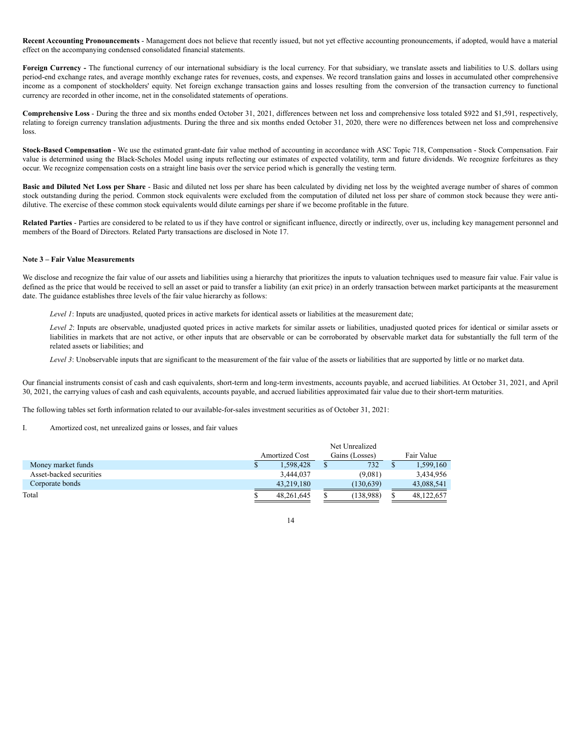**Recent Accounting Pronouncements** - Management does not believe that recently issued, but not yet effective accounting pronouncements, if adopted, would have a material effect on the accompanying condensed consolidated financial statements.

**Foreign Currency -** The functional currency of our international subsidiary is the local currency. For that subsidiary, we translate assets and liabilities to U.S. dollars using period-end exchange rates, and average monthly exchange rates for revenues, costs, and expenses. We record translation gains and losses in accumulated other comprehensive income as a component of stockholders' equity. Net foreign exchange transaction gains and losses resulting from the conversion of the transaction currency to functional currency are recorded in other income, net in the consolidated statements of operations.

**Comprehensive Loss** - During the three and six months ended October 31, 2021, differences between net loss and comprehensive loss totaled $922 and $1,591, respectively, relating to foreign currency translation adjustments. During the three and six months ended October 31, 2020, there were no differences between net loss and comprehensive loss.

**Stock-Based Compensation** - We use the estimated grant-date fair value method of accounting in accordance with ASC Topic 718, Compensation - Stock Compensation. Fair value is determined using the Black-Scholes Model using inputs reflecting our estimates of expected volatility, term and future dividends. We recognize forfeitures as they occur. We recognize compensation costs on a straight line basis over the service period which is generally the vesting term.

**Basic and Diluted Net Loss per Share** - Basic and diluted net loss per share has been calculated by dividing net loss by the weighted average number of shares of common stock outstanding during the period. Common stock equivalents were excluded from the computation of diluted net loss per share of common stock because they were anti-dilutive. The exercise of these common stock equivalents would dilute earnings per share if we become profitable in the future.

**Related Parties** - Parties are considered to be related to us if they have control or significant influence, directly or indirectly, over us, including key management personnel and members of the Board of Directors. Related Party transactions are disclosed in Note 17.

**Note 3 – Fair Value Measurements**

We disclose and recognize the fair value of our assets and liabilities using a hierarchy that prioritizes the inputs to valuation techniques used to measure fair value. Fair value is defined as the price that would be received to sell an asset or paid to transfer a liability (an exit price) in an orderly transaction between market participants at the measurement date. The guidance establishes three levels of the fair value hierarchy as follows:

*Level 1*: Inputs are unadjusted, quoted prices in active markets for identical assets or liabilities at the measurement date;

*Level 2*: Inputs are observable, unadjusted quoted prices in active markets for similar assets or liabilities, unadjusted quoted prices for identical or similar assets or liabilities in markets that are not active, or other inputs that are observable or can be corroborated by observable market data for substantially the full term of the related assets or liabilities; and

*Level 3*: Unobservable inputs that are significant to the measurement of the fair value of the assets or liabilities that are supported by little or no market data.

Our financial instruments consist of cash and cash equivalents, short-term and long-term investments, accounts payable, and accrued liabilities. At October 31, 2021, and April 30, 2021, the carrying values of cash and cash equivalents, accounts payable, and accrued liabilities approximated fair value due to their short-term maturities.

The following tables set forth information related to our available-for-sales investment securities as of October 31, 2021:

I. Amortized cost, net unrealized gains or losses, and fair values

| | Amortized Cost | Net Unrealized Gains (Losses) | Fair Value |
|---|---|---|---|
| Money market funds | $ 1,598,428 | $ 732 | $ 1,599,160 |
| Asset-backed securities | 3,444,037 | (9,081) | 3,434,956 |
| Corporate bonds | 43,219,180 | (130,639) | 43,088,541 |
| Total | $ 48,261,645 | $ (138,988) | $ 48,122,657 |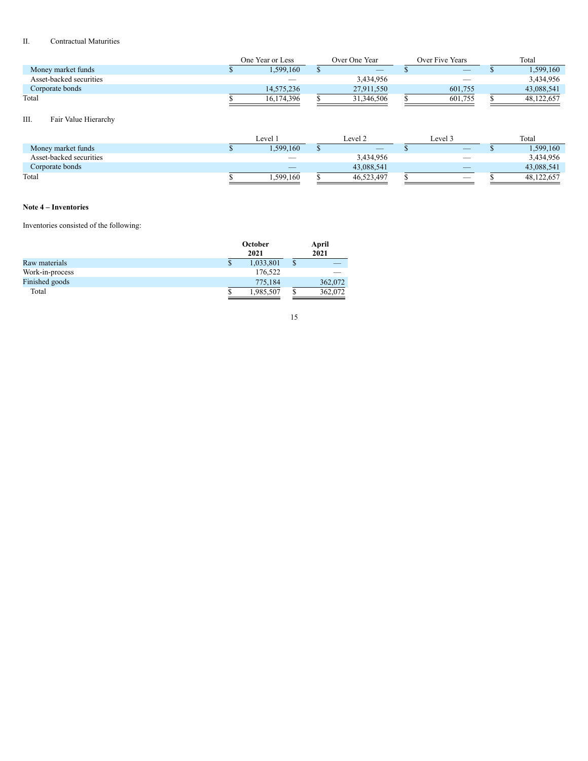II. Contractual Maturities

| | One Year or Less | Over One Year | Over Five Years | Total |
|---|---|---|---|---|
| Money market funds | $ 1,599,160 | $ — | $ — | $ 1,599,160 |
| Asset-backed securities | — | 3,434,956 | — | 3,434,956 |
| Corporate bonds | 14,575,236 | 27,911,550 | 601,755 | 43,088,541 |
| Total | $ 16,174,396 | $ 31,346,506 | $ 601,755 | $ 48,122,657 |

III. Fair Value Hierarchy

| | Level 1 | Level 2 | Level 3 | Total |
|---|---|---|---|---|
| Money market funds | $ 1,599,160 | $ — | $ — | $ 1,599,160 |
| Asset-backed securities | — | 3,434,956 | — | 3,434,956 |
| Corporate bonds | — | 43,088,541 | — | 43,088,541 |
| Total | $ 1,599,160 | $ 46,523,497 | $ — | $ 48,122,657 |

**Note 4 – Inventories**

Inventories consisted of the following:

| | **October 2021** | **April 2021** |
|---|---|---|
| Raw materials | $ 1,033,801 | $ — |
| Work-in-process | 176,522 | — |
| Finished goods | 775,184 | 362,072 |
| Total | $ 1,985,507 | $ 362,072 |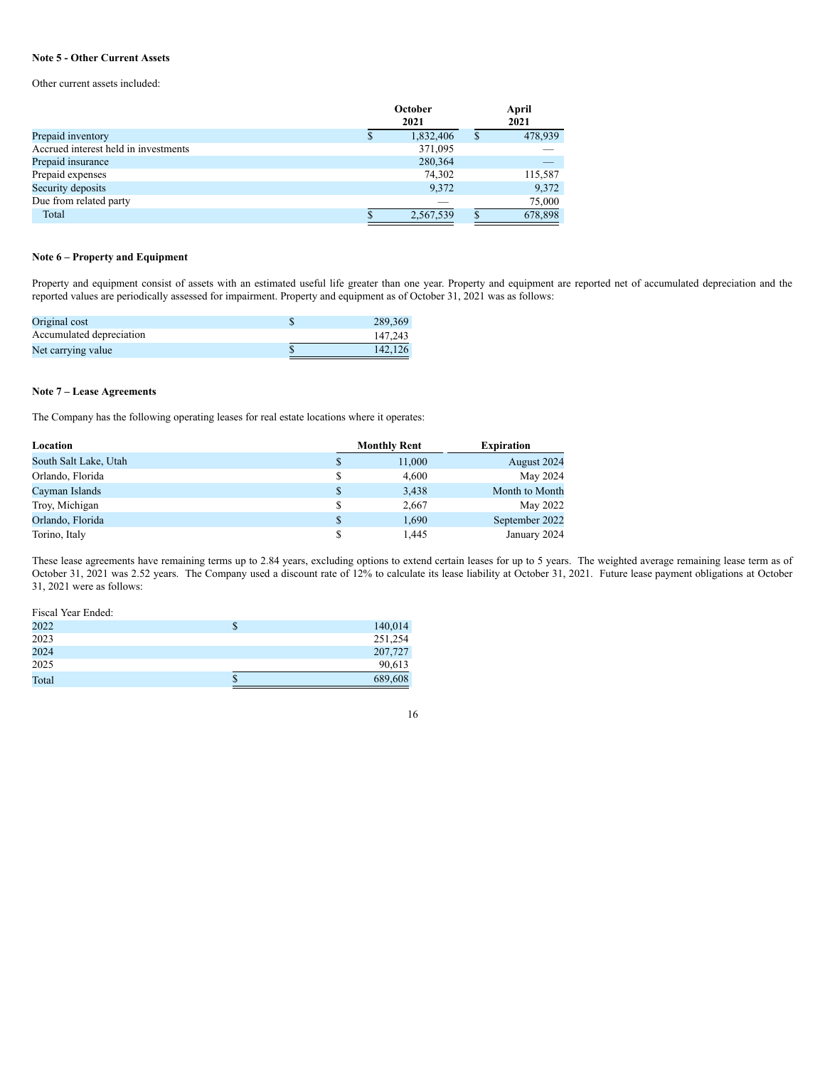**Note 5 - Other Current Assets**

Other current assets included:

| | October 2021 | April 2021 |
|---|---|---|
| Prepaid inventory | $ 1,832,406 | $ 478,939 |
| Accrued interest held in investments | 371,095 | — |
| Prepaid insurance | 280,364 | — |
| Prepaid expenses | 74,302 | 115,587 |
| Security deposits | 9,372 | 9,372 |
| Due from related party | — | 75,000 |
| Total | $ 2,567,539 | $ 678,898 |

**Note 6 – Property and Equipment**

Property and equipment consist of assets with an estimated useful life greater than one year. Property and equipment are reported net of accumulated depreciation and the reported values are periodically assessed for impairment. Property and equipment as of October 31, 2021 was as follows:

| | |
|---|---|
| Original cost | $ 289,369 |
| Accumulated depreciation | 147,243 |
| Net carrying value | $ 142,126 |

**Note 7 – Lease Agreements**

The Company has the following operating leases for real estate locations where it operates:

| Location | Monthly Rent | Expiration |
|---|---|---|
| South Salt Lake, Utah | $ 11,000 | August 2024 |
| Orlando, Florida | $ 4,600 | May 2024 |
| Cayman Islands | $ 3,438 | Month to Month |
| Troy, Michigan | $ 2,667 | May 2022 |
| Orlando, Florida | $ 1,690 | September 2022 |
| Torino, Italy | $ 1,445 | January 2024 |

These lease agreements have remaining terms up to 2.84 years, excluding options to extend certain leases for up to 5 years. The weighted average remaining lease term as of October 31, 2021 was 2.52 years. The Company used a discount rate of 12% to calculate its lease liability at October 31, 2021. Future lease payment obligations at October 31, 2021 were as follows:

| Fiscal Year Ended: | |
|---|---|
| 2022 | $ 140,014 |
| 2023 | 251,254 |
| 2024 | 207,727 |
| 2025 | 90,613 |
| Total | $ 689,608 |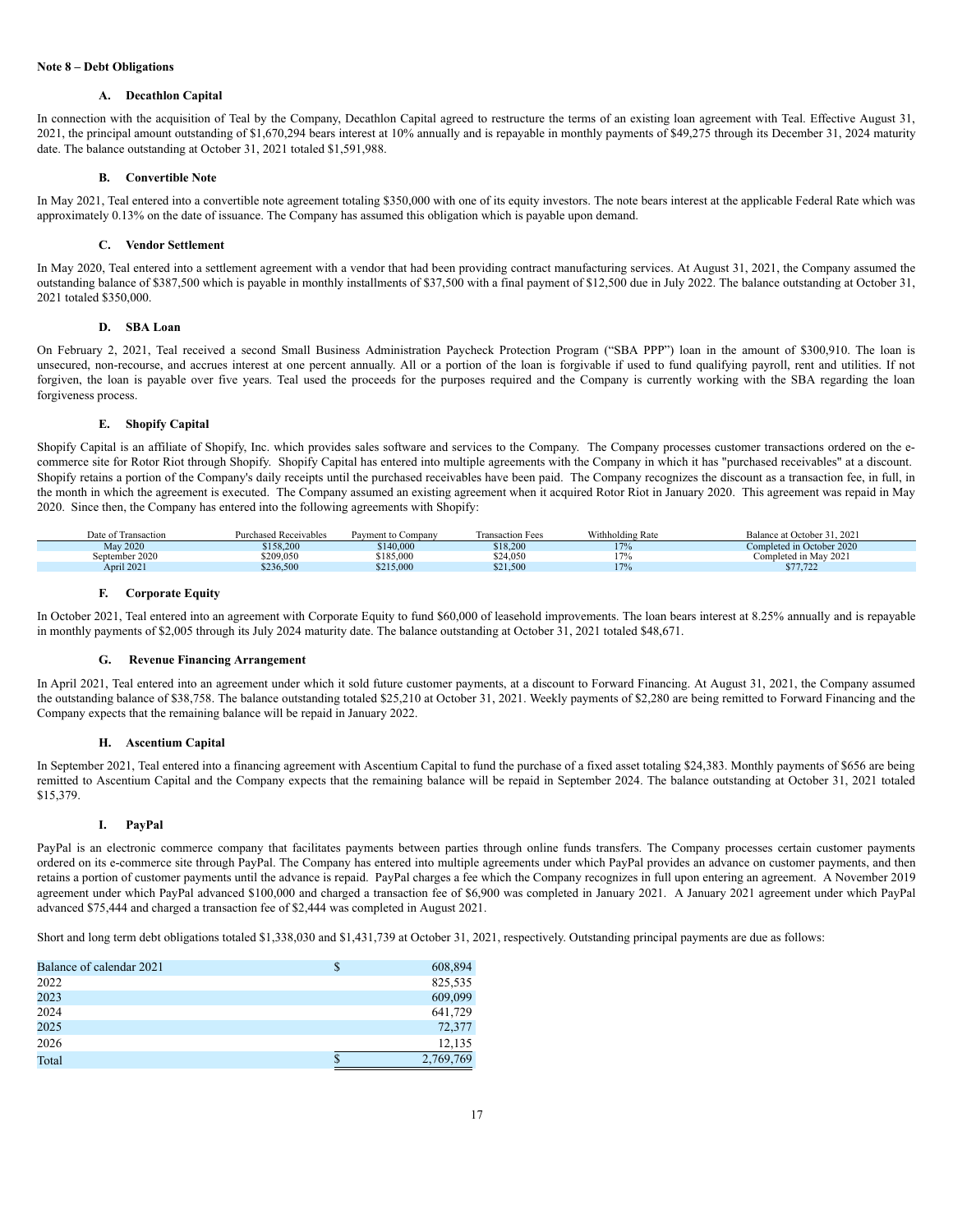**Note 8 – Debt Obligations**

**A. Decathlon Capital**

In connection with the acquisition of Teal by the Company, Decathlon Capital agreed to restructure the terms of an existing loan agreement with Teal. Effective August 31, 2021, the principal amount outstanding of $1,670,294 bears interest at 10% annually and is repayable in monthly payments of $49,275 through its December 31, 2024 maturity date. The balance outstanding at October 31, 2021 totaled $1,591,988.

**B. Convertible Note**

In May 2021, Teal entered into a convertible note agreement totaling $350,000 with one of its equity investors. The note bears interest at the applicable Federal Rate which was approximately 0.13% on the date of issuance. The Company has assumed this obligation which is payable upon demand.

**C. Vendor Settlement**

In May 2020, Teal entered into a settlement agreement with a vendor that had been providing contract manufacturing services. At August 31, 2021, the Company assumed the outstanding balance of $387,500 which is payable in monthly installments of $37,500 with a final payment of $12,500 due in July 2022. The balance outstanding at October 31, 2021 totaled $350,000.

**D. SBA Loan**

On February 2, 2021, Teal received a second Small Business Administration Paycheck Protection Program ("SBA PPP") loan in the amount of $300,910. The loan is unsecured, non-recourse, and accrues interest at one percent annually. All or a portion of the loan is forgivable if used to fund qualifying payroll, rent and utilities. If not forgiven, the loan is payable over five years. Teal used the proceeds for the purposes required and the Company is currently working with the SBA regarding the loan forgiveness process.

**E. Shopify Capital**

Shopify Capital is an affiliate of Shopify, Inc. which provides sales software and services to the Company. The Company processes customer transactions ordered on the e-commerce site for Rotor Riot through Shopify. Shopify Capital has entered into multiple agreements with the Company in which it has "purchased receivables" at a discount. Shopify retains a portion of the Company's daily receipts until the purchased receivables have been paid. The Company recognizes the discount as a transaction fee, in full, in the month in which the agreement is executed. The Company assumed an existing agreement when it acquired Rotor Riot in January 2020. This agreement was repaid in May 2020. Since then, the Company has entered into the following agreements with Shopify:

| Date of Transaction | Purchased Receivables | Payment to Company | Transaction Fees | Withholding Rate | Balance at October 31, 2021 |
|---|---|---|---|---|---|
| May 2020 | $158,200 | $140,000 | $18,200 | 17% | Completed in October 2020 |
| September 2020 | $209,050 | $185,000 | $24,050 | 17% | Completed in May 2021 |
| April 2021 | $236,500 | $215,000 | $21,500 | 17% | $77,722 |

**F. Corporate Equity**

In October 2021, Teal entered into an agreement with Corporate Equity to fund $60,000 of leasehold improvements. The loan bears interest at 8.25% annually and is repayable in monthly payments of $2,005 through its July 2024 maturity date. The balance outstanding at October 31, 2021 totaled $48,671.

**G. Revenue Financing Arrangement**

In April 2021, Teal entered into an agreement under which it sold future customer payments, at a discount to Forward Financing. At August 31, 2021, the Company assumed the outstanding balance of $38,758. The balance outstanding totaled $25,210 at October 31, 2021. Weekly payments of $2,280 are being remitted to Forward Financing and the Company expects that the remaining balance will be repaid in January 2022.

**H. Ascentium Capital**

In September 2021, Teal entered into a financing agreement with Ascentium Capital to fund the purchase of a fixed asset totaling $24,383. Monthly payments of $656 are being remitted to Ascentium Capital and the Company expects that the remaining balance will be repaid in September 2024. The balance outstanding at October 31, 2021 totaled $15,379.

**I. PayPal**

PayPal is an electronic commerce company that facilitates payments between parties through online funds transfers. The Company processes certain customer payments ordered on its e-commerce site through PayPal. The Company has entered into multiple agreements under which PayPal provides an advance on customer payments, and then retains a portion of customer payments until the advance is repaid. PayPal charges a fee which the Company recognizes in full upon entering an agreement. A November 2019 agreement under which PayPal advanced $100,000 and charged a transaction fee of $6,900 was completed in January 2021. A January 2021 agreement under which PayPal advanced $75,444 and charged a transaction fee of $2,444 was completed in August 2021.

Short and long term debt obligations totaled $1,338,030 and $1,431,739 at October 31, 2021, respectively. Outstanding principal payments are due as follows:

| | | |
|---|---|---|
| Balance of calendar 2021 | $ | 608,894 |
| 2022 | | 825,535 |
| 2023 | | 609,099 |
| 2024 | | 641,729 |
| 2025 | | 72,377 |
| 2026 | | 12,135 |
| Total | $ | 2,769,769 |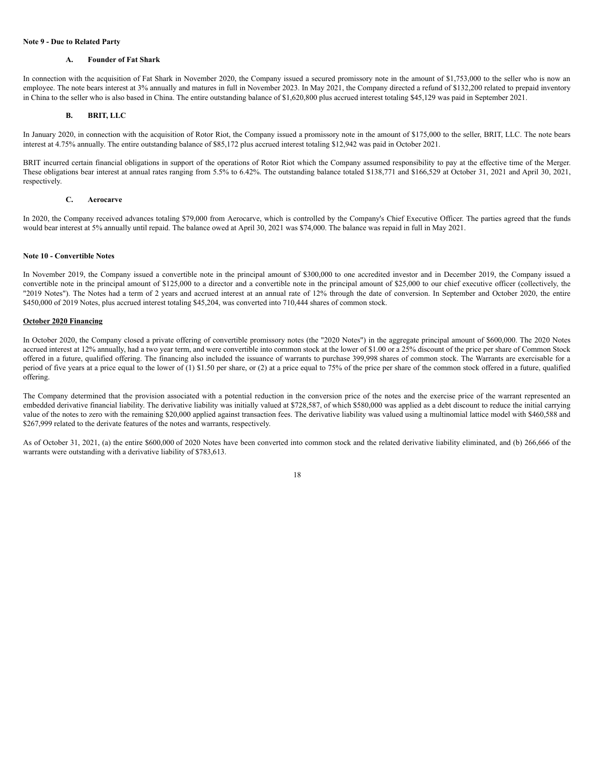**Note 9 - Due to Related Party**

**A. Founder of Fat Shark**

In connection with the acquisition of Fat Shark in November 2020, the Company issued a secured promissory note in the amount of $1,753,000 to the seller who is now an employee. The note bears interest at 3% annually and matures in full in November 2023. In May 2021, the Company directed a refund of $132,200 related to prepaid inventory in China to the seller who is also based in China. The entire outstanding balance of $1,620,800 plus accrued interest totaling $45,129 was paid in September 2021.

**B. BRIT, LLC**

In January 2020, in connection with the acquisition of Rotor Riot, the Company issued a promissory note in the amount of $175,000 to the seller, BRIT, LLC. The note bears interest at 4.75% annually. The entire outstanding balance of $85,172 plus accrued interest totaling $12,942 was paid in October 2021.

BRIT incurred certain financial obligations in support of the operations of Rotor Riot which the Company assumed responsibility to pay at the effective time of the Merger. These obligations bear interest at annual rates ranging from 5.5% to 6.42%. The outstanding balance totaled $138,771 and $166,529 at October 31, 2021 and April 30, 2021, respectively.

**C. Aerocarve**

In 2020, the Company received advances totaling $79,000 from Aerocarve, which is controlled by the Company's Chief Executive Officer. The parties agreed that the funds would bear interest at 5% annually until repaid. The balance owed at April 30, 2021 was $74,000. The balance was repaid in full in May 2021.

**Note 10 - Convertible Notes**

In November 2019, the Company issued a convertible note in the principal amount of $300,000 to one accredited investor and in December 2019, the Company issued a convertible note in the principal amount of $125,000 to a director and a convertible note in the principal amount of $25,000 to our chief executive officer (collectively, the "2019 Notes"). The Notes had a term of 2 years and accrued interest at an annual rate of 12% through the date of conversion. In September and October 2020, the entire $450,000 of 2019 Notes, plus accrued interest totaling $45,204, was converted into 710,444 shares of common stock.

**October 2020 Financing**

In October 2020, the Company closed a private offering of convertible promissory notes (the "2020 Notes") in the aggregate principal amount of $600,000. The 2020 Notes accrued interest at 12% annually, had a two year term, and were convertible into common stock at the lower of $1.00 or a 25% discount of the price per share of Common Stock offered in a future, qualified offering. The financing also included the issuance of warrants to purchase 399,998 shares of common stock. The Warrants are exercisable for a period of five years at a price equal to the lower of (1) $1.50 per share, or (2) at a price equal to 75% of the price per share of the common stock offered in a future, qualified offering.

The Company determined that the provision associated with a potential reduction in the conversion price of the notes and the exercise price of the warrant represented an embedded derivative financial liability. The derivative liability was initially valued at $728,587, of which $580,000 was applied as a debt discount to reduce the initial carrying value of the notes to zero with the remaining $20,000 applied against transaction fees. The derivative liability was valued using a multinomial lattice model with $460,588 and $267,999 related to the derivate features of the notes and warrants, respectively.

As of October 31, 2021, (a) the entire $600,000 of 2020 Notes have been converted into common stock and the related derivative liability eliminated, and (b) 266,666 of the warrants were outstanding with a derivative liability of $783,613.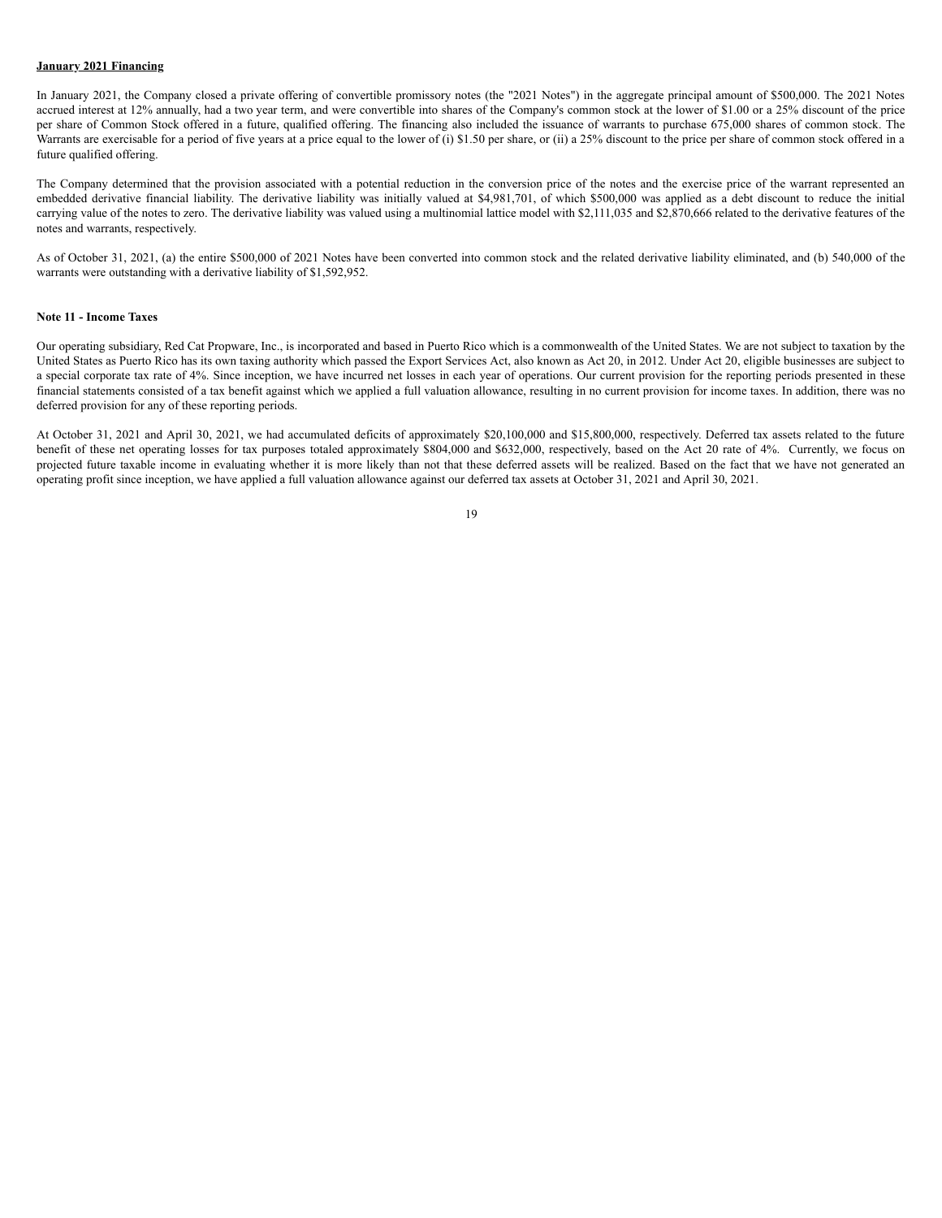**January 2021 Financing**

In January 2021, the Company closed a private offering of convertible promissory notes (the "2021 Notes") in the aggregate principal amount of $500,000. The 2021 Notes accrued interest at 12% annually, had a two year term, and were convertible into shares of the Company's common stock at the lower of $1.00 or a 25% discount of the price per share of Common Stock offered in a future, qualified offering. The financing also included the issuance of warrants to purchase 675,000 shares of common stock. The Warrants are exercisable for a period of five years at a price equal to the lower of (i) $1.50 per share, or (ii) a 25% discount to the price per share of common stock offered in a future qualified offering.

The Company determined that the provision associated with a potential reduction in the conversion price of the notes and the exercise price of the warrant represented an embedded derivative financial liability. The derivative liability was initially valued at $4,981,701, of which $500,000 was applied as a debt discount to reduce the initial carrying value of the notes to zero. The derivative liability was valued using a multinomial lattice model with $2,111,035 and $2,870,666 related to the derivative features of the notes and warrants, respectively.

As of October 31, 2021, (a) the entire $500,000 of 2021 Notes have been converted into common stock and the related derivative liability eliminated, and (b) 540,000 of the warrants were outstanding with a derivative liability of $1,592,952.

**Note 11 - Income Taxes**

Our operating subsidiary, Red Cat Propware, Inc., is incorporated and based in Puerto Rico which is a commonwealth of the United States. We are not subject to taxation by the United States as Puerto Rico has its own taxing authority which passed the Export Services Act, also known as Act 20, in 2012. Under Act 20, eligible businesses are subject to a special corporate tax rate of 4%. Since inception, we have incurred net losses in each year of operations. Our current provision for the reporting periods presented in these financial statements consisted of a tax benefit against which we applied a full valuation allowance, resulting in no current provision for income taxes. In addition, there was no deferred provision for any of these reporting periods.

At October 31, 2021 and April 30, 2021, we had accumulated deficits of approximately $20,100,000 and $15,800,000, respectively. Deferred tax assets related to the future benefit of these net operating losses for tax purposes totaled approximately $804,000 and $632,000, respectively, based on the Act 20 rate of 4%. Currently, we focus on projected future taxable income in evaluating whether it is more likely than not that these deferred assets will be realized. Based on the fact that we have not generated an operating profit since inception, we have applied a full valuation allowance against our deferred tax assets at October 31, 2021 and April 30, 2021.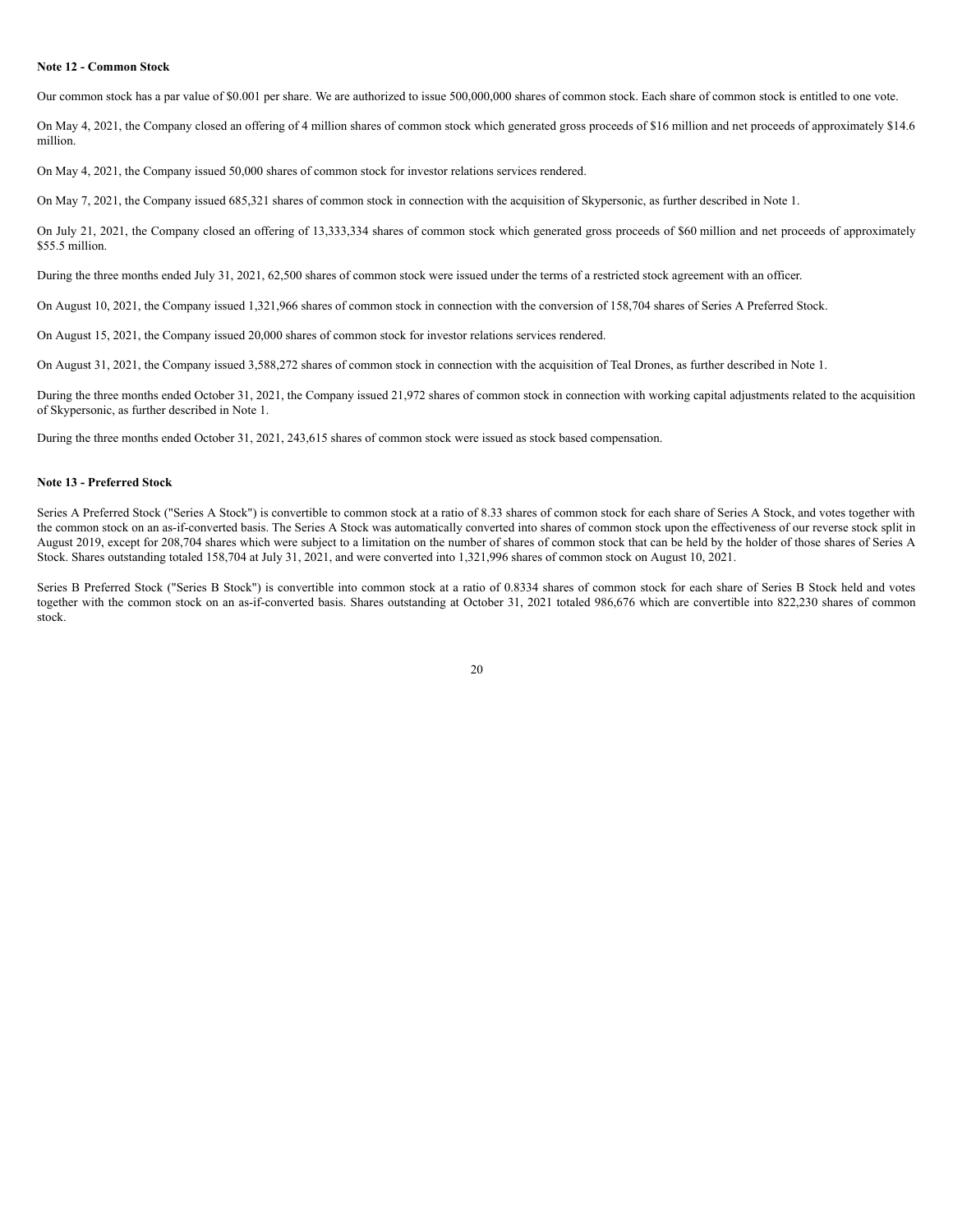**Note 12 - Common Stock**

Our common stock has a par value of $0.001 per share. We are authorized to issue 500,000,000 shares of common stock. Each share of common stock is entitled to one vote.

On May 4, 2021, the Company closed an offering of 4 million shares of common stock which generated gross proceeds of $16 million and net proceeds of approximately $14.6 million.

On May 4, 2021, the Company issued 50,000 shares of common stock for investor relations services rendered.

On May 7, 2021, the Company issued 685,321 shares of common stock in connection with the acquisition of Skypersonic, as further described in Note 1.

On July 21, 2021, the Company closed an offering of 13,333,334 shares of common stock which generated gross proceeds of $60 million and net proceeds of approximately $55.5 million.

During the three months ended July 31, 2021, 62,500 shares of common stock were issued under the terms of a restricted stock agreement with an officer.

On August 10, 2021, the Company issued 1,321,966 shares of common stock in connection with the conversion of 158,704 shares of Series A Preferred Stock.

On August 15, 2021, the Company issued 20,000 shares of common stock for investor relations services rendered.

On August 31, 2021, the Company issued 3,588,272 shares of common stock in connection with the acquisition of Teal Drones, as further described in Note 1.

During the three months ended October 31, 2021, the Company issued 21,972 shares of common stock in connection with working capital adjustments related to the acquisition of Skypersonic, as further described in Note 1.

During the three months ended October 31, 2021, 243,615 shares of common stock were issued as stock based compensation.

**Note 13 - Preferred Stock**

Series A Preferred Stock ("Series A Stock") is convertible to common stock at a ratio of 8.33 shares of common stock for each share of Series A Stock, and votes together with the common stock on an as-if-converted basis. The Series A Stock was automatically converted into shares of common stock upon the effectiveness of our reverse stock split in August 2019, except for 208,704 shares which were subject to a limitation on the number of shares of common stock that can be held by the holder of those shares of Series A Stock. Shares outstanding totaled 158,704 at July 31, 2021, and were converted into 1,321,996 shares of common stock on August 10, 2021.

Series B Preferred Stock ("Series B Stock") is convertible into common stock at a ratio of 0.8334 shares of common stock for each share of Series B Stock held and votes together with the common stock on an as-if-converted basis. Shares outstanding at October 31, 2021 totaled 986,676 which are convertible into 822,230 shares of common stock.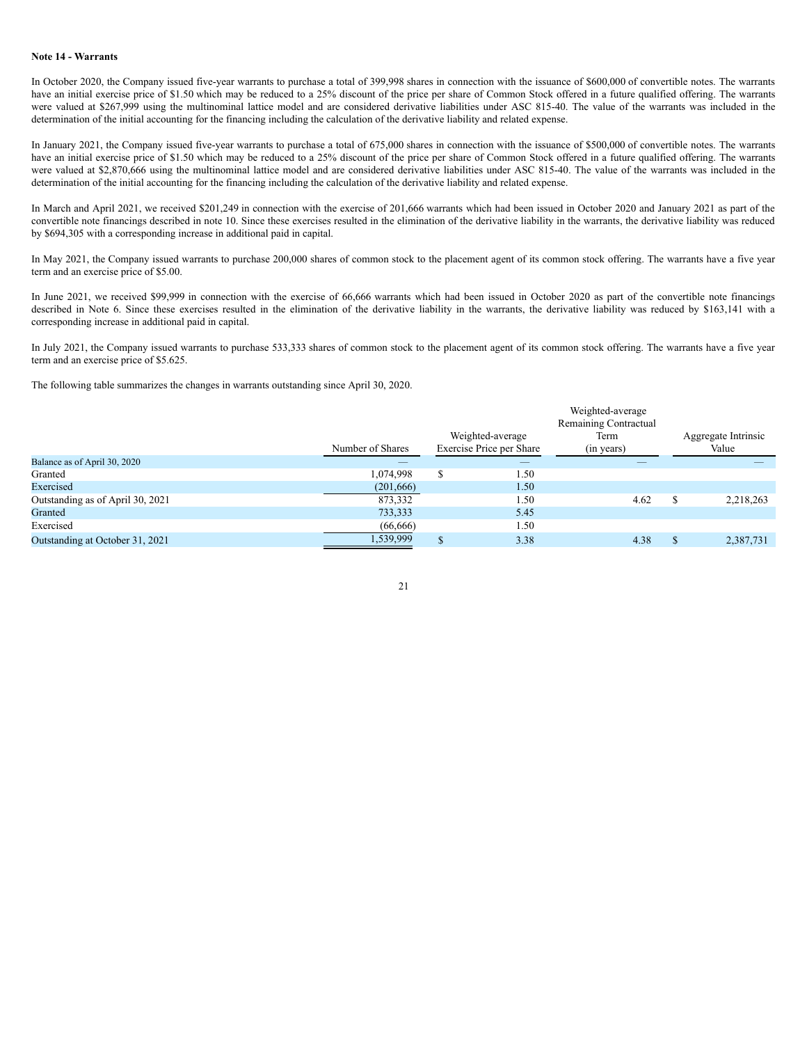**Note 14 - Warrants**

In October 2020, the Company issued five-year warrants to purchase a total of 399,998 shares in connection with the issuance of $600,000 of convertible notes. The warrants have an initial exercise price of $1.50 which may be reduced to a 25% discount of the price per share of Common Stock offered in a future qualified offering. The warrants were valued at $267,999 using the multinominal lattice model and are considered derivative liabilities under ASC 815-40. The value of the warrants was included in the determination of the initial accounting for the financing including the calculation of the derivative liability and related expense.

In January 2021, the Company issued five-year warrants to purchase a total of 675,000 shares in connection with the issuance of $500,000 of convertible notes. The warrants have an initial exercise price of $1.50 which may be reduced to a 25% discount of the price per share of Common Stock offered in a future qualified offering. The warrants were valued at $2,870,666 using the multinominal lattice model and are considered derivative liabilities under ASC 815-40. The value of the warrants was included in the determination of the initial accounting for the financing including the calculation of the derivative liability and related expense.

In March and April 2021, we received $201,249 in connection with the exercise of 201,666 warrants which had been issued in October 2020 and January 2021 as part of the convertible note financings described in note 10. Since these exercises resulted in the elimination of the derivative liability in the warrants, the derivative liability was reduced by $694,305 with a corresponding increase in additional paid in capital.

In May 2021, the Company issued warrants to purchase 200,000 shares of common stock to the placement agent of its common stock offering. The warrants have a five year term and an exercise price of $5.00.

In June 2021, we received $99,999 in connection with the exercise of 66,666 warrants which had been issued in October 2020 as part of the convertible note financings described in Note 6. Since these exercises resulted in the elimination of the derivative liability in the warrants, the derivative liability was reduced by $163,141 with a corresponding increase in additional paid in capital.

In July 2021, the Company issued warrants to purchase 533,333 shares of common stock to the placement agent of its common stock offering. The warrants have a five year term and an exercise price of $5.625.

The following table summarizes the changes in warrants outstanding since April 30, 2020.

| | Number of Shares | Weighted-average Exercise Price per Share | Weighted-average Remaining Contractual Term (in years) | Aggregate Intrinsic Value |
|---|---|---|---|---|
| Balance as of April 30, 2020 | — | — | — | — |
| Granted | 1,074,998 | $ 1.50 | | |
| Exercised | (201,666) | 1.50 | | |
| Outstanding as of April 30, 2021 | 873,332 | 1.50 | 4.62 | $ 2,218,263 |
| Granted | 733,333 | 5.45 | | |
| Exercised | (66,666) | 1.50 | | |
| Outstanding at October 31, 2021 | 1,539,999 | $ 3.38 | 4.38 | $ 2,387,731 |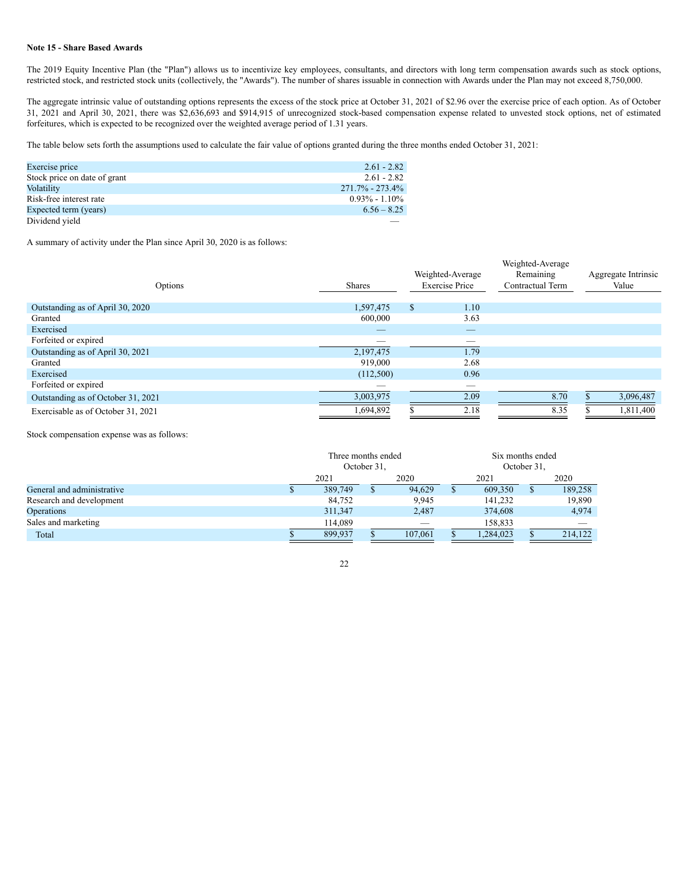**Note 15 - Share Based Awards**

The 2019 Equity Incentive Plan (the "Plan") allows us to incentivize key employees, consultants, and directors with long term compensation awards such as stock options, restricted stock, and restricted stock units (collectively, the "Awards"). The number of shares issuable in connection with Awards under the Plan may not exceed 8,750,000.

The aggregate intrinsic value of outstanding options represents the excess of the stock price at October 31, 2021 of $2.96 over the exercise price of each option. As of October 31, 2021 and April 30, 2021, there was $2,636,693 and $914,915 of unrecognized stock-based compensation expense related to unvested stock options, net of estimated forfeitures, which is expected to be recognized over the weighted average period of 1.31 years.

The table below sets forth the assumptions used to calculate the fair value of options granted during the three months ended October 31, 2021:

| | |
|---|---|
| Exercise price | 2.61 - 2.82 |
| Stock price on date of grant | 2.61 - 2.82 |
| Volatility | 271.7% - 273.4% |
| Risk-free interest rate | 0.93% - 1.10% |
| Expected term (years) | 6.56 – 8.25 |
| Dividend yield | — |

A summary of activity under the Plan since April 30, 2020 is as follows:

| Options | Shares | Weighted-Average Exercise Price | Weighted-Average Remaining Contractual Term | Aggregate Intrinsic Value |
|---|---|---|---|---|
| Outstanding as of April 30, 2020 | 1,597,475 | $ 1.10 | | |
| Granted | 600,000 | 3.63 | | |
| Exercised | — | — | | |
| Forfeited or expired | — | — | | |
| Outstanding as of April 30, 2021 | 2,197,475 | 1.79 | | |
| Granted | 919,000 | 2.68 | | |
| Exercised | (112,500) | 0.96 | | |
| Forfeited or expired | — | — | | |
| Outstanding as of October 31, 2021 | 3,003,975 | 2.09 | 8.70 | $ 3,096,487 |
| Exercisable as of October 31, 2021 | 1,694,892 | $ 2.18 | 8.35 | $ 1,811,400 |

Stock compensation expense was as follows:

| | Three months ended October 31, | | Six months ended October 31, | |
|---|---|---|---|---|
| | 2021 | 2020 | 2021 | 2020 |
| General and administrative | $ 389,749 | $ 94,629 | $ 609,350 | $ 189,258 |
| Research and development | 84,752 | 9,945 | 141,232 | 19,890 |
| Operations | 311,347 | 2,487 | 374,608 | 4,974 |
| Sales and marketing | 114,089 | — | 158,833 | — |
| Total | $ 899,937 | $ 107,061 | $ 1,284,023 | $ 214,122 |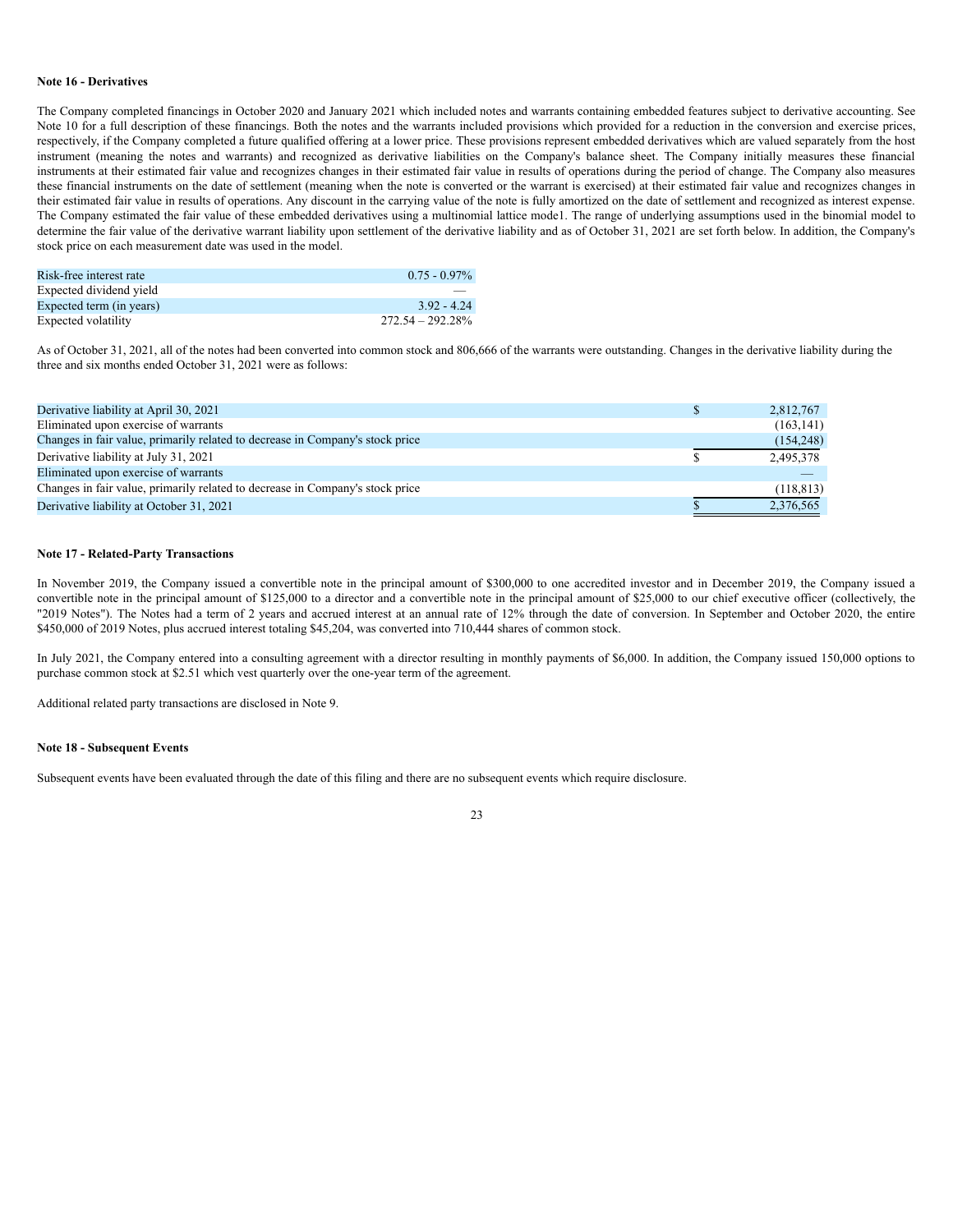**Note 16 - Derivatives**

The Company completed financings in October 2020 and January 2021 which included notes and warrants containing embedded features subject to derivative accounting. See Note 10 for a full description of these financings. Both the notes and the warrants included provisions which provided for a reduction in the conversion and exercise prices, respectively, if the Company completed a future qualified offering at a lower price. These provisions represent embedded derivatives which are valued separately from the host instrument (meaning the notes and warrants) and recognized as derivative liabilities on the Company's balance sheet. The Company initially measures these financial instruments at their estimated fair value and recognizes changes in their estimated fair value in results of operations during the period of change. The Company also measures these financial instruments on the date of settlement (meaning when the note is converted or the warrant is exercised) at their estimated fair value and recognizes changes in their estimated fair value in results of operations. Any discount in the carrying value of the note is fully amortized on the date of settlement and recognized as interest expense. The Company estimated the fair value of these embedded derivatives using a multinomial lattice mode1. The range of underlying assumptions used in the binomial model to determine the fair value of the derivative warrant liability upon settlement of the derivative liability and as of October 31, 2021 are set forth below. In addition, the Company's stock price on each measurement date was used in the model.

| | |
|---|---|
| Risk-free interest rate | 0.75 - 0.97% |
| Expected dividend yield | — |
| Expected term (in years) | 3.92 - 4.24 |
| Expected volatility | 272.54 – 292.28% |

As of October 31, 2021, all of the notes had been converted into common stock and 806,666 of the warrants were outstanding. Changes in the derivative liability during the three and six months ended October 31, 2021 were as follows:

| | | |
|---|---|---|
| Derivative liability at April 30, 2021 | $ | 2,812,767 |
| Eliminated upon exercise of warrants | | (163,141) |
| Changes in fair value, primarily related to decrease in Company's stock price | | (154,248) |
| Derivative liability at July 31, 2021 | $ | 2,495,378 |
| Eliminated upon exercise of warrants | | — |
| Changes in fair value, primarily related to decrease in Company's stock price | | (118,813) |
| Derivative liability at October 31, 2021 | $ | 2,376,565 |

**Note 17 - Related-Party Transactions**

In November 2019, the Company issued a convertible note in the principal amount of $300,000 to one accredited investor and in December 2019, the Company issued a convertible note in the principal amount of $125,000 to a director and a convertible note in the principal amount of $25,000 to our chief executive officer (collectively, the "2019 Notes"). The Notes had a term of 2 years and accrued interest at an annual rate of 12% through the date of conversion. In September and October 2020, the entire $450,000 of 2019 Notes, plus accrued interest totaling $45,204, was converted into 710,444 shares of common stock.

In July 2021, the Company entered into a consulting agreement with a director resulting in monthly payments of $6,000. In addition, the Company issued 150,000 options to purchase common stock at $2.51 which vest quarterly over the one-year term of the agreement.

Additional related party transactions are disclosed in Note 9.

**Note 18 - Subsequent Events**

Subsequent events have been evaluated through the date of this filing and there are no subsequent events which require disclosure.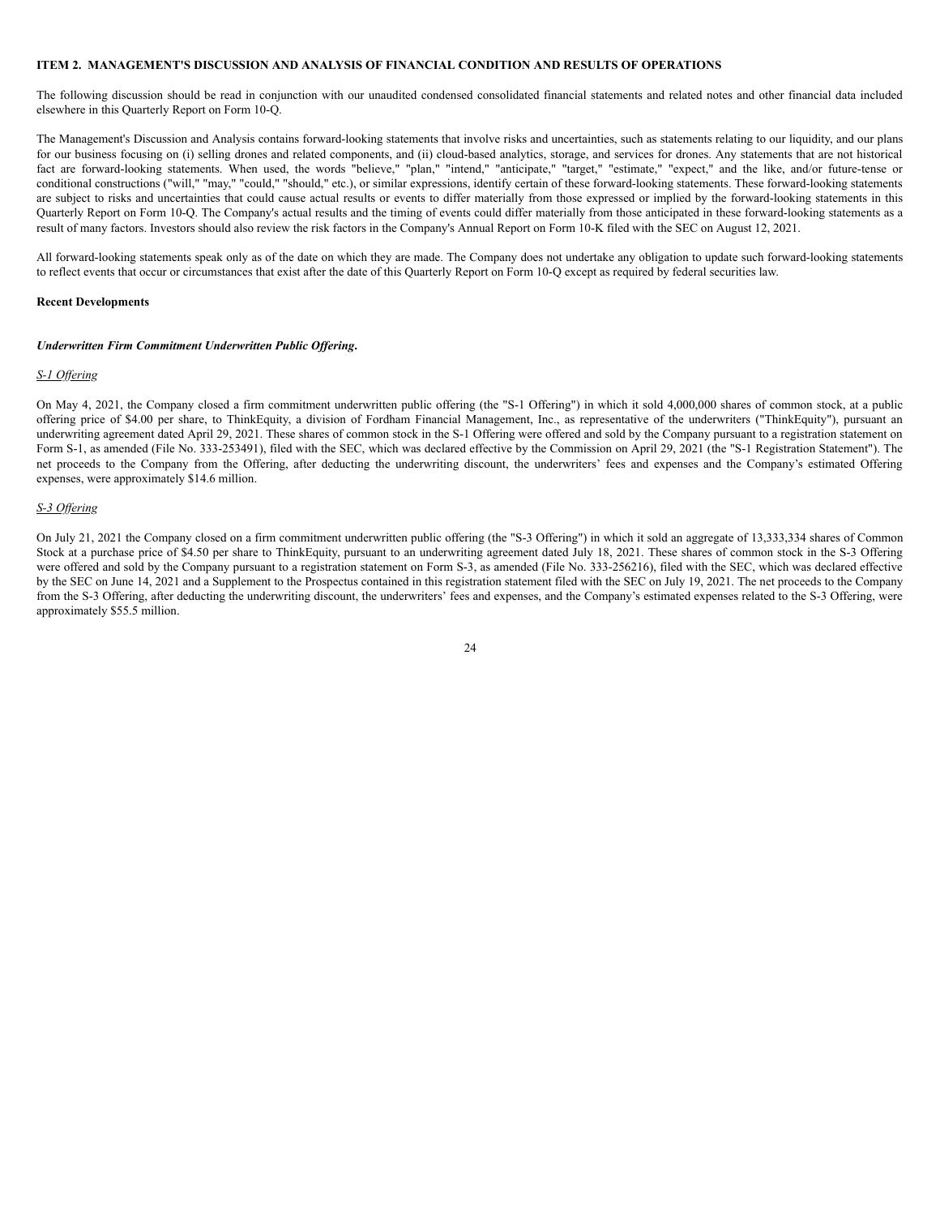## ITEM 2. MANAGEMENT'S DISCUSSION AND ANALYSIS OF FINANCIAL CONDITION AND RESULTS OF OPERATIONS

The following discussion should be read in conjunction with our unaudited condensed consolidated financial statements and related notes and other financial data included elsewhere in this Quarterly Report on Form 10-Q.

The Management's Discussion and Analysis contains forward-looking statements that involve risks and uncertainties, such as statements relating to our liquidity, and our plans for our business focusing on (i) selling drones and related components, and (ii) cloud-based analytics, storage, and services for drones. Any statements that are not historical fact are forward-looking statements. When used, the words "believe," "plan," "intend," "anticipate," "target," "estimate," "expect," and the like, and/or future-tense or conditional constructions ("will," "may," "could," "should," etc.), or similar expressions, identify certain of these forward-looking statements. These forward-looking statements are subject to risks and uncertainties that could cause actual results or events to differ materially from those expressed or implied by the forward-looking statements in this Quarterly Report on Form 10-Q. The Company's actual results and the timing of events could differ materially from those anticipated in these forward-looking statements as a result of many factors. Investors should also review the risk factors in the Company's Annual Report on Form 10-K filed with the SEC on August 12, 2021.

All forward-looking statements speak only as of the date on which they are made. The Company does not undertake any obligation to update such forward-looking statements to reflect events that occur or circumstances that exist after the date of this Quarterly Report on Form 10-Q except as required by federal securities law.

### Recent Developments

***Underwritten Firm Commitment Underwritten Public Offering.***

*S-1 Offering*

On May 4, 2021, the Company closed a firm commitment underwritten public offering (the "S-1 Offering") in which it sold 4,000,000 shares of common stock, at a public offering price of $4.00 per share, to ThinkEquity, a division of Fordham Financial Management, Inc., as representative of the underwriters ("ThinkEquity"), pursuant an underwriting agreement dated April 29, 2021. These shares of common stock in the S-1 Offering were offered and sold by the Company pursuant to a registration statement on Form S-1, as amended (File No. 333-253491), filed with the SEC, which was declared effective by the Commission on April 29, 2021 (the "S-1 Registration Statement"). The net proceeds to the Company from the Offering, after deducting the underwriting discount, the underwriters' fees and expenses and the Company's estimated Offering expenses, were approximately $14.6 million.

*S-3 Offering*

On July 21, 2021 the Company closed on a firm commitment underwritten public offering (the "S-3 Offering") in which it sold an aggregate of 13,333,334 shares of Common Stock at a purchase price of $4.50 per share to ThinkEquity, pursuant to an underwriting agreement dated July 18, 2021. These shares of common stock in the S-3 Offering were offered and sold by the Company pursuant to a registration statement on Form S-3, as amended (File No. 333-256216), filed with the SEC, which was declared effective by the SEC on June 14, 2021 and a Supplement to the Prospectus contained in this registration statement filed with the SEC on July 19, 2021. The net proceeds to the Company from the S-3 Offering, after deducting the underwriting discount, the underwriters' fees and expenses, and the Company's estimated expenses related to the S-3 Offering, were approximately $55.5 million.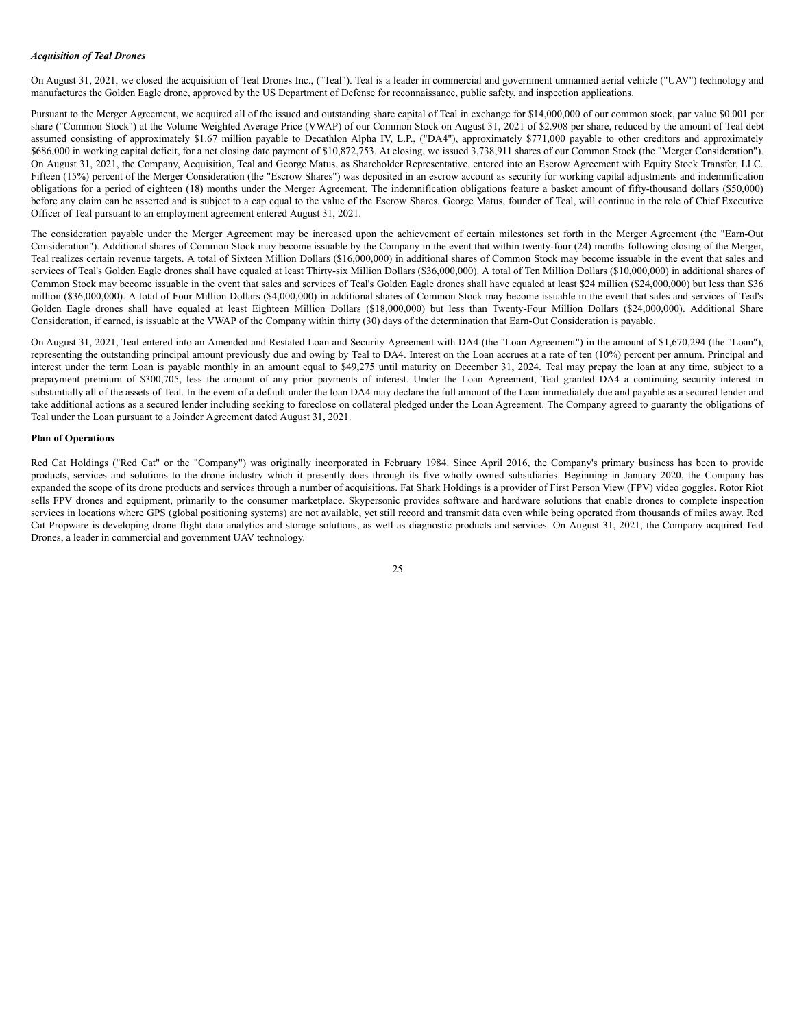***Acquisition of Teal Drones***

On August 31, 2021, we closed the acquisition of Teal Drones Inc., ("Teal"). Teal is a leader in commercial and government unmanned aerial vehicle ("UAV") technology and manufactures the Golden Eagle drone, approved by the US Department of Defense for reconnaissance, public safety, and inspection applications.

Pursuant to the Merger Agreement, we acquired all of the issued and outstanding share capital of Teal in exchange for $14,000,000 of our common stock, par value $0.001 per share ("Common Stock") at the Volume Weighted Average Price (VWAP) of our Common Stock on August 31, 2021 of $2.908 per share, reduced by the amount of Teal debt assumed consisting of approximately $1.67 million payable to Decathlon Alpha IV, L.P., ("DA4"), approximately $771,000 payable to other creditors and approximately $686,000 in working capital deficit, for a net closing date payment of $10,872,753. At closing, we issued 3,738,911 shares of our Common Stock (the "Merger Consideration"). On August 31, 2021, the Company, Acquisition, Teal and George Matus, as Shareholder Representative, entered into an Escrow Agreement with Equity Stock Transfer, LLC. Fifteen (15%) percent of the Merger Consideration (the "Escrow Shares") was deposited in an escrow account as security for working capital adjustments and indemnification obligations for a period of eighteen (18) months under the Merger Agreement. The indemnification obligations feature a basket amount of fifty-thousand dollars ($50,000) before any claim can be asserted and is subject to a cap equal to the value of the Escrow Shares. George Matus, founder of Teal, will continue in the role of Chief Executive Officer of Teal pursuant to an employment agreement entered August 31, 2021.

The consideration payable under the Merger Agreement may be increased upon the achievement of certain milestones set forth in the Merger Agreement (the "Earn-Out Consideration"). Additional shares of Common Stock may become issuable by the Company in the event that within twenty-four (24) months following closing of the Merger, Teal realizes certain revenue targets. A total of Sixteen Million Dollars ($16,000,000) in additional shares of Common Stock may become issuable in the event that sales and services of Teal's Golden Eagle drones shall have equaled at least Thirty-six Million Dollars ($36,000,000). A total of Ten Million Dollars ($10,000,000) in additional shares of Common Stock may become issuable in the event that sales and services of Teal's Golden Eagle drones shall have equaled at least $24 million ($24,000,000) but less than $36 million ($36,000,000). A total of Four Million Dollars ($4,000,000) in additional shares of Common Stock may become issuable in the event that sales and services of Teal's Golden Eagle drones shall have equaled at least Eighteen Million Dollars ($18,000,000) but less than Twenty-Four Million Dollars ($24,000,000). Additional Share Consideration, if earned, is issuable at the VWAP of the Company within thirty (30) days of the determination that Earn-Out Consideration is payable.

On August 31, 2021, Teal entered into an Amended and Restated Loan and Security Agreement with DA4 (the "Loan Agreement") in the amount of $1,670,294 (the "Loan"), representing the outstanding principal amount previously due and owing by Teal to DA4. Interest on the Loan accrues at a rate of ten (10%) percent per annum. Principal and interest under the term Loan is payable monthly in an amount equal to $49,275 until maturity on December 31, 2024. Teal may prepay the loan at any time, subject to a prepayment premium of $300,705, less the amount of any prior payments of interest. Under the Loan Agreement, Teal granted DA4 a continuing security interest in substantially all of the assets of Teal. In the event of a default under the loan DA4 may declare the full amount of the Loan immediately due and payable as a secured lender and take additional actions as a secured lender including seeking to foreclose on collateral pledged under the Loan Agreement. The Company agreed to guaranty the obligations of Teal under the Loan pursuant to a Joinder Agreement dated August 31, 2021.

**Plan of Operations**

Red Cat Holdings ("Red Cat" or the "Company") was originally incorporated in February 1984. Since April 2016, the Company's primary business has been to provide products, services and solutions to the drone industry which it presently does through its five wholly owned subsidiaries. Beginning in January 2020, the Company has expanded the scope of its drone products and services through a number of acquisitions. Fat Shark Holdings is a provider of First Person View (FPV) video goggles. Rotor Riot sells FPV drones and equipment, primarily to the consumer marketplace. Skypersonic provides software and hardware solutions that enable drones to complete inspection services in locations where GPS (global positioning systems) are not available, yet still record and transmit data even while being operated from thousands of miles away. Red Cat Propware is developing drone flight data analytics and storage solutions, as well as diagnostic products and services. On August 31, 2021, the Company acquired Teal Drones, a leader in commercial and government UAV technology.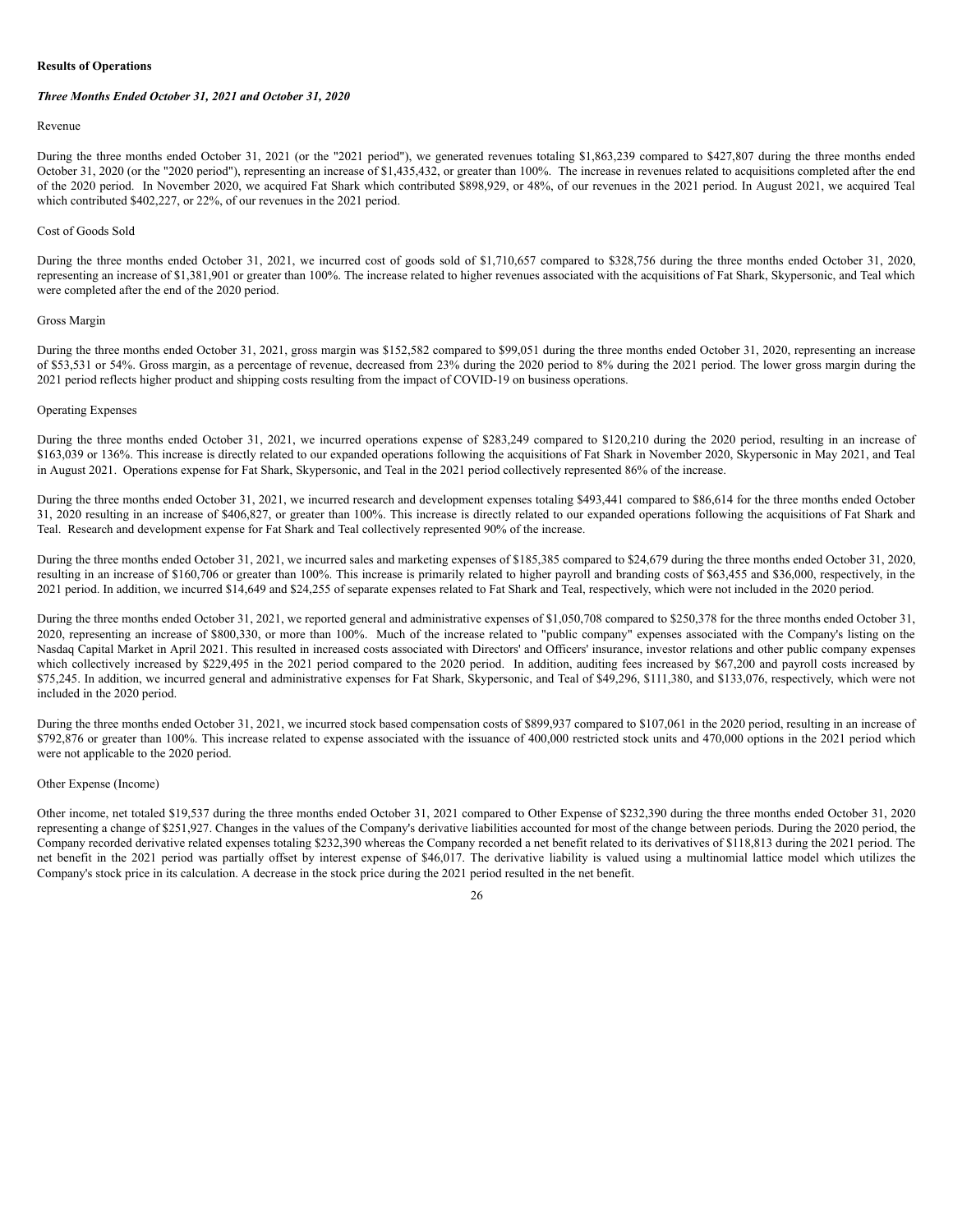**Results of Operations**

***Three Months Ended October 31, 2021 and October 31, 2020***

Revenue

During the three months ended October 31, 2021 (or the "2021 period"), we generated revenues totaling $1,863,239 compared to $427,807 during the three months ended October 31, 2020 (or the "2020 period"), representing an increase of $1,435,432, or greater than 100%. The increase in revenues related to acquisitions completed after the end of the 2020 period. In November 2020, we acquired Fat Shark which contributed $898,929, or 48%, of our revenues in the 2021 period. In August 2021, we acquired Teal which contributed $402,227, or 22%, of our revenues in the 2021 period.

Cost of Goods Sold

During the three months ended October 31, 2021, we incurred cost of goods sold of $1,710,657 compared to $328,756 during the three months ended October 31, 2020, representing an increase of $1,381,901 or greater than 100%. The increase related to higher revenues associated with the acquisitions of Fat Shark, Skypersonic, and Teal which were completed after the end of the 2020 period.

Gross Margin

During the three months ended October 31, 2021, gross margin was $152,582 compared to $99,051 during the three months ended October 31, 2020, representing an increase of $53,531 or 54%. Gross margin, as a percentage of revenue, decreased from 23% during the 2020 period to 8% during the 2021 period. The lower gross margin during the 2021 period reflects higher product and shipping costs resulting from the impact of COVID-19 on business operations.

Operating Expenses

During the three months ended October 31, 2021, we incurred operations expense of $283,249 compared to $120,210 during the 2020 period, resulting in an increase of $163,039 or 136%. This increase is directly related to our expanded operations following the acquisitions of Fat Shark in November 2020, Skypersonic in May 2021, and Teal in August 2021. Operations expense for Fat Shark, Skypersonic, and Teal in the 2021 period collectively represented 86% of the increase.

During the three months ended October 31, 2021, we incurred research and development expenses totaling $493,441 compared to $86,614 for the three months ended October 31, 2020 resulting in an increase of $406,827, or greater than 100%. This increase is directly related to our expanded operations following the acquisitions of Fat Shark and Teal. Research and development expense for Fat Shark and Teal collectively represented 90% of the increase.

During the three months ended October 31, 2021, we incurred sales and marketing expenses of $185,385 compared to $24,679 during the three months ended October 31, 2020, resulting in an increase of $160,706 or greater than 100%. This increase is primarily related to higher payroll and branding costs of $63,455 and $36,000, respectively, in the 2021 period. In addition, we incurred $14,649 and $24,255 of separate expenses related to Fat Shark and Teal, respectively, which were not included in the 2020 period.

During the three months ended October 31, 2021, we reported general and administrative expenses of $1,050,708 compared to $250,378 for the three months ended October 31, 2020, representing an increase of $800,330, or more than 100%. Much of the increase related to "public company" expenses associated with the Company's listing on the Nasdaq Capital Market in April 2021. This resulted in increased costs associated with Directors' and Officers' insurance, investor relations and other public company expenses which collectively increased by $229,495 in the 2021 period compared to the 2020 period. In addition, auditing fees increased by $67,200 and payroll costs increased by $75,245. In addition, we incurred general and administrative expenses for Fat Shark, Skypersonic, and Teal of $49,296, $111,380, and $133,076, respectively, which were not included in the 2020 period.

During the three months ended October 31, 2021, we incurred stock based compensation costs of $899,937 compared to $107,061 in the 2020 period, resulting in an increase of $792,876 or greater than 100%. This increase related to expense associated with the issuance of 400,000 restricted stock units and 470,000 options in the 2021 period which were not applicable to the 2020 period.

Other Expense (Income)

Other income, net totaled $19,537 during the three months ended October 31, 2021 compared to Other Expense of $232,390 during the three months ended October 31, 2020 representing a change of $251,927. Changes in the values of the Company's derivative liabilities accounted for most of the change between periods. During the 2020 period, the Company recorded derivative related expenses totaling $232,390 whereas the Company recorded a net benefit related to its derivatives of $118,813 during the 2021 period. The net benefit in the 2021 period was partially offset by interest expense of $46,017. The derivative liability is valued using a multinomial lattice model which utilizes the Company's stock price in its calculation. A decrease in the stock price during the 2021 period resulted in the net benefit.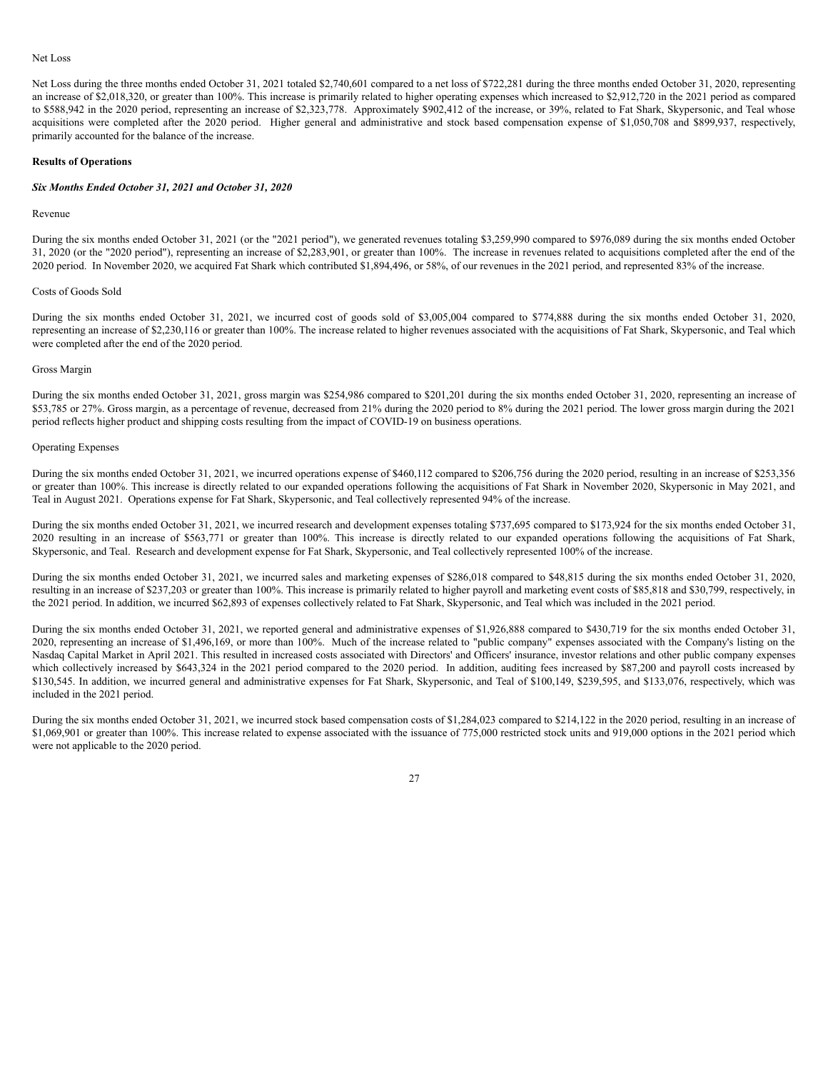Net Loss

Net Loss during the three months ended October 31, 2021 totaled $2,740,601 compared to a net loss of $722,281 during the three months ended October 31, 2020, representing an increase of $2,018,320, or greater than 100%. This increase is primarily related to higher operating expenses which increased to $2,912,720 in the 2021 period as compared to $588,942 in the 2020 period, representing an increase of $2,323,778. Approximately $902,412 of the increase, or 39%, related to Fat Shark, Skypersonic, and Teal whose acquisitions were completed after the 2020 period. Higher general and administrative and stock based compensation expense of $1,050,708 and $899,937, respectively, primarily accounted for the balance of the increase.

**Results of Operations**

***Six Months Ended October 31, 2021 and October 31, 2020***

Revenue

During the six months ended October 31, 2021 (or the "2021 period"), we generated revenues totaling $3,259,990 compared to $976,089 during the six months ended October 31, 2020 (or the "2020 period"), representing an increase of $2,283,901, or greater than 100%. The increase in revenues related to acquisitions completed after the end of the 2020 period. In November 2020, we acquired Fat Shark which contributed $1,894,496, or 58%, of our revenues in the 2021 period, and represented 83% of the increase.

Costs of Goods Sold

During the six months ended October 31, 2021, we incurred cost of goods sold of $3,005,004 compared to $774,888 during the six months ended October 31, 2020, representing an increase of $2,230,116 or greater than 100%. The increase related to higher revenues associated with the acquisitions of Fat Shark, Skypersonic, and Teal which were completed after the end of the 2020 period.

Gross Margin

During the six months ended October 31, 2021, gross margin was $254,986 compared to $201,201 during the six months ended October 31, 2020, representing an increase of $53,785 or 27%. Gross margin, as a percentage of revenue, decreased from 21% during the 2020 period to 8% during the 2021 period. The lower gross margin during the 2021 period reflects higher product and shipping costs resulting from the impact of COVID-19 on business operations.

Operating Expenses

During the six months ended October 31, 2021, we incurred operations expense of $460,112 compared to $206,756 during the 2020 period, resulting in an increase of $253,356 or greater than 100%. This increase is directly related to our expanded operations following the acquisitions of Fat Shark in November 2020, Skypersonic in May 2021, and Teal in August 2021. Operations expense for Fat Shark, Skypersonic, and Teal collectively represented 94% of the increase.

During the six months ended October 31, 2021, we incurred research and development expenses totaling $737,695 compared to $173,924 for the six months ended October 31, 2020 resulting in an increase of $563,771 or greater than 100%. This increase is directly related to our expanded operations following the acquisitions of Fat Shark, Skypersonic, and Teal. Research and development expense for Fat Shark, Skypersonic, and Teal collectively represented 100% of the increase.

During the six months ended October 31, 2021, we incurred sales and marketing expenses of $286,018 compared to $48,815 during the six months ended October 31, 2020, resulting in an increase of $237,203 or greater than 100%. This increase is primarily related to higher payroll and marketing event costs of $85,818 and $30,799, respectively, in the 2021 period. In addition, we incurred $62,893 of expenses collectively related to Fat Shark, Skypersonic, and Teal which was included in the 2021 period.

During the six months ended October 31, 2021, we reported general and administrative expenses of $1,926,888 compared to $430,719 for the six months ended October 31, 2020, representing an increase of $1,496,169, or more than 100%. Much of the increase related to "public company" expenses associated with the Company's listing on the Nasdaq Capital Market in April 2021. This resulted in increased costs associated with Directors' and Officers' insurance, investor relations and other public company expenses which collectively increased by $643,324 in the 2021 period compared to the 2020 period. In addition, auditing fees increased by $87,200 and payroll costs increased by $130,545. In addition, we incurred general and administrative expenses for Fat Shark, Skypersonic, and Teal of $100,149, $239,595, and $133,076, respectively, which was included in the 2021 period.

During the six months ended October 31, 2021, we incurred stock based compensation costs of $1,284,023 compared to $214,122 in the 2020 period, resulting in an increase of $1,069,901 or greater than 100%. This increase related to expense associated with the issuance of 775,000 restricted stock units and 919,000 options in the 2021 period which were not applicable to the 2020 period.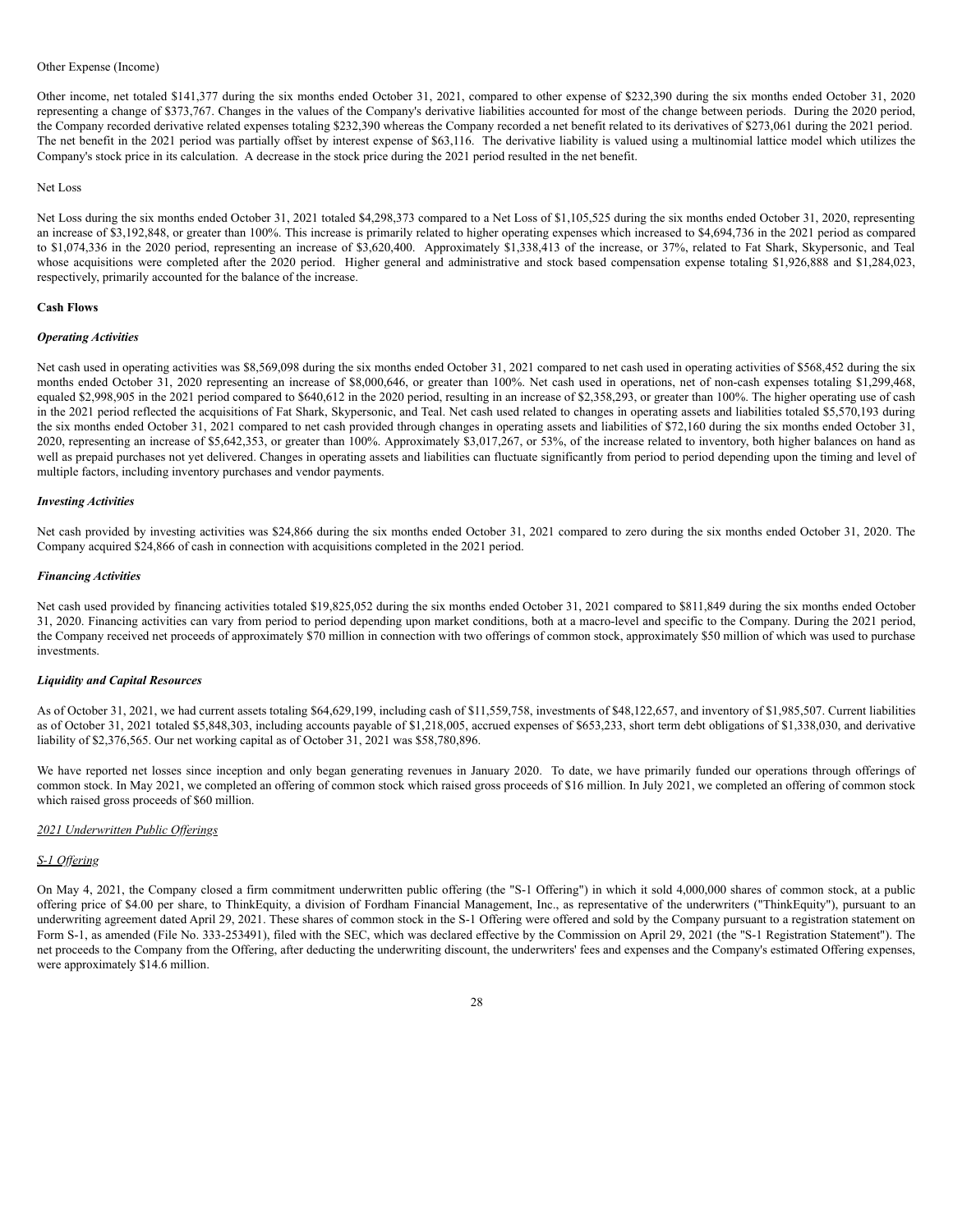Other Expense (Income)

Other income, net totaled $141,377 during the six months ended October 31, 2021, compared to other expense of $232,390 during the six months ended October 31, 2020 representing a change of $373,767. Changes in the values of the Company's derivative liabilities accounted for most of the change between periods. During the 2020 period, the Company recorded derivative related expenses totaling $232,390 whereas the Company recorded a net benefit related to its derivatives of $273,061 during the 2021 period. The net benefit in the 2021 period was partially offset by interest expense of $63,116. The derivative liability is valued using a multinomial lattice model which utilizes the Company's stock price in its calculation. A decrease in the stock price during the 2021 period resulted in the net benefit.

Net Loss

Net Loss during the six months ended October 31, 2021 totaled $4,298,373 compared to a Net Loss of $1,105,525 during the six months ended October 31, 2020, representing an increase of $3,192,848, or greater than 100%. This increase is primarily related to higher operating expenses which increased to $4,694,736 in the 2021 period as compared to $1,074,336 in the 2020 period, representing an increase of $3,620,400. Approximately $1,338,413 of the increase, or 37%, related to Fat Shark, Skypersonic, and Teal whose acquisitions were completed after the 2020 period. Higher general and administrative and stock based compensation expense totaling $1,926,888 and $1,284,023, respectively, primarily accounted for the balance of the increase.

**Cash Flows**

***Operating Activities***

Net cash used in operating activities was $8,569,098 during the six months ended October 31, 2021 compared to net cash used in operating activities of $568,452 during the six months ended October 31, 2020 representing an increase of $8,000,646, or greater than 100%. Net cash used in operations, net of non-cash expenses totaling $1,299,468, equaled $2,998,905 in the 2021 period compared to $640,612 in the 2020 period, resulting in an increase of $2,358,293, or greater than 100%. The higher operating use of cash in the 2021 period reflected the acquisitions of Fat Shark, Skypersonic, and Teal. Net cash used related to changes in operating assets and liabilities totaled $5,570,193 during the six months ended October 31, 2021 compared to net cash provided through changes in operating assets and liabilities of $72,160 during the six months ended October 31, 2020, representing an increase of $5,642,353, or greater than 100%. Approximately $3,017,267, or 53%, of the increase related to inventory, both higher balances on hand as well as prepaid purchases not yet delivered. Changes in operating assets and liabilities can fluctuate significantly from period to period depending upon the timing and level of multiple factors, including inventory purchases and vendor payments.

***Investing Activities***

Net cash provided by investing activities was $24,866 during the six months ended October 31, 2021 compared to zero during the six months ended October 31, 2020. The Company acquired $24,866 of cash in connection with acquisitions completed in the 2021 period.

***Financing Activities***

Net cash used provided by financing activities totaled $19,825,052 during the six months ended October 31, 2021 compared to $811,849 during the six months ended October 31, 2020. Financing activities can vary from period to period depending upon market conditions, both at a macro-level and specific to the Company. During the 2021 period, the Company received net proceeds of approximately $70 million in connection with two offerings of common stock, approximately $50 million of which was used to purchase investments.

***Liquidity and Capital Resources***

As of October 31, 2021, we had current assets totaling $64,629,199, including cash of $11,559,758, investments of $48,122,657, and inventory of $1,985,507. Current liabilities as of October 31, 2021 totaled $5,848,303, including accounts payable of $1,218,005, accrued expenses of $653,233, short term debt obligations of $1,338,030, and derivative liability of $2,376,565. Our net working capital as of October 31, 2021 was $58,780,896.

We have reported net losses since inception and only began generating revenues in January 2020. To date, we have primarily funded our operations through offerings of common stock. In May 2021, we completed an offering of common stock which raised gross proceeds of $16 million. In July 2021, we completed an offering of common stock which raised gross proceeds of $60 million.

*2021 Underwritten Public Offerings*

*S-1 Offering*

On May 4, 2021, the Company closed a firm commitment underwritten public offering (the "S-1 Offering") in which it sold 4,000,000 shares of common stock, at a public offering price of $4.00 per share, to ThinkEquity, a division of Fordham Financial Management, Inc., as representative of the underwriters ("ThinkEquity"), pursuant to an underwriting agreement dated April 29, 2021. These shares of common stock in the S-1 Offering were offered and sold by the Company pursuant to a registration statement on Form S-1, as amended (File No. 333-253491), filed with the SEC, which was declared effective by the Commission on April 29, 2021 (the "S-1 Registration Statement"). The net proceeds to the Company from the Offering, after deducting the underwriting discount, the underwriters' fees and expenses and the Company's estimated Offering expenses, were approximately $14.6 million.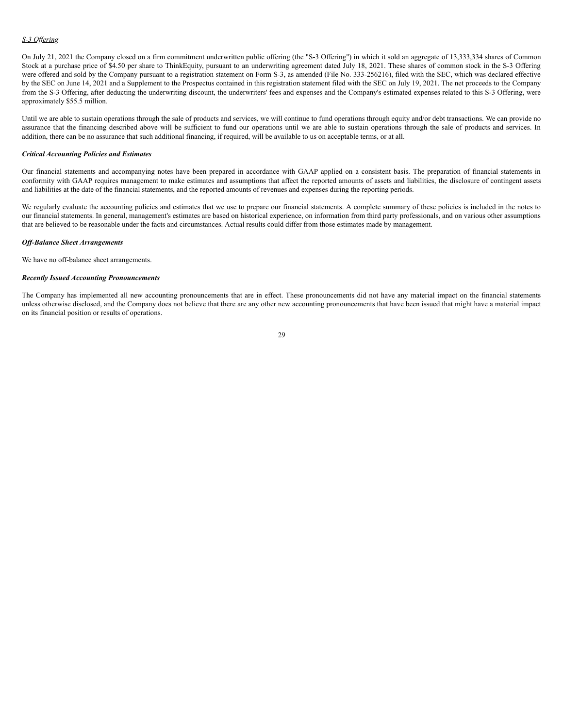*S-3 Offering*

On July 21, 2021 the Company closed on a firm commitment underwritten public offering (the "S-3 Offering") in which it sold an aggregate of 13,333,334 shares of Common Stock at a purchase price of $4.50 per share to ThinkEquity, pursuant to an underwriting agreement dated July 18, 2021. These shares of common stock in the S-3 Offering were offered and sold by the Company pursuant to a registration statement on Form S-3, as amended (File No. 333-256216), filed with the SEC, which was declared effective by the SEC on June 14, 2021 and a Supplement to the Prospectus contained in this registration statement filed with the SEC on July 19, 2021. The net proceeds to the Company from the S-3 Offering, after deducting the underwriting discount, the underwriters' fees and expenses and the Company's estimated expenses related to this S-3 Offering, were approximately $55.5 million.

Until we are able to sustain operations through the sale of products and services, we will continue to fund operations through equity and/or debt transactions. We can provide no assurance that the financing described above will be sufficient to fund our operations until we are able to sustain operations through the sale of products and services. In addition, there can be no assurance that such additional financing, if required, will be available to us on acceptable terms, or at all.

***Critical Accounting Policies and Estimates***

Our financial statements and accompanying notes have been prepared in accordance with GAAP applied on a consistent basis. The preparation of financial statements in conformity with GAAP requires management to make estimates and assumptions that affect the reported amounts of assets and liabilities, the disclosure of contingent assets and liabilities at the date of the financial statements, and the reported amounts of revenues and expenses during the reporting periods.

We regularly evaluate the accounting policies and estimates that we use to prepare our financial statements. A complete summary of these policies is included in the notes to our financial statements. In general, management's estimates are based on historical experience, on information from third party professionals, and on various other assumptions that are believed to be reasonable under the facts and circumstances. Actual results could differ from those estimates made by management.

***Off-Balance Sheet Arrangements***

We have no off-balance sheet arrangements.

***Recently Issued Accounting Pronouncements***

The Company has implemented all new accounting pronouncements that are in effect. These pronouncements did not have any material impact on the financial statements unless otherwise disclosed, and the Company does not believe that there are any other new accounting pronouncements that have been issued that might have a material impact on its financial position or results of operations.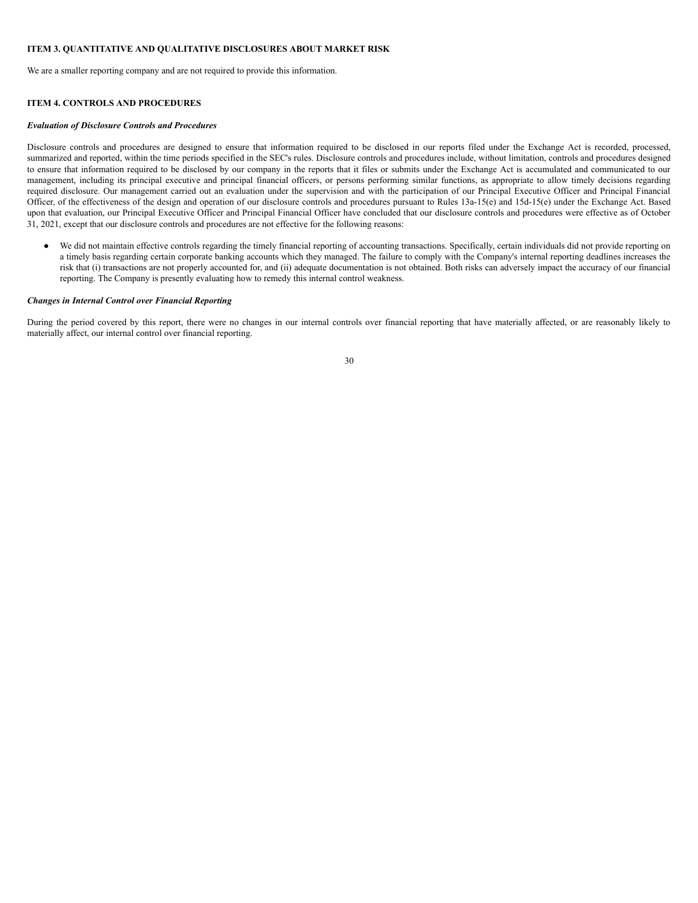**ITEM 3. QUANTITATIVE AND QUALITATIVE DISCLOSURES ABOUT MARKET RISK**

We are a smaller reporting company and are not required to provide this information.

**ITEM 4. CONTROLS AND PROCEDURES**

***Evaluation of Disclosure Controls and Procedures***

Disclosure controls and procedures are designed to ensure that information required to be disclosed in our reports filed under the Exchange Act is recorded, processed, summarized and reported, within the time periods specified in the SEC's rules. Disclosure controls and procedures include, without limitation, controls and procedures designed to ensure that information required to be disclosed by our company in the reports that it files or submits under the Exchange Act is accumulated and communicated to our management, including its principal executive and principal financial officers, or persons performing similar functions, as appropriate to allow timely decisions regarding required disclosure. Our management carried out an evaluation under the supervision and with the participation of our Principal Executive Officer and Principal Financial Officer, of the effectiveness of the design and operation of our disclosure controls and procedures pursuant to Rules 13a-15(e) and 15d-15(e) under the Exchange Act. Based upon that evaluation, our Principal Executive Officer and Principal Financial Officer have concluded that our disclosure controls and procedures were effective as of October 31, 2021, except that our disclosure controls and procedures are not effective for the following reasons:

- We did not maintain effective controls regarding the timely financial reporting of accounting transactions. Specifically, certain individuals did not provide reporting on a timely basis regarding certain corporate banking accounts which they managed. The failure to comply with the Company's internal reporting deadlines increases the risk that (i) transactions are not properly accounted for, and (ii) adequate documentation is not obtained. Both risks can adversely impact the accuracy of our financial reporting. The Company is presently evaluating how to remedy this internal control weakness.

***Changes in Internal Control over Financial Reporting***

During the period covered by this report, there were no changes in our internal controls over financial reporting that have materially affected, or are reasonably likely to materially affect, our internal control over financial reporting.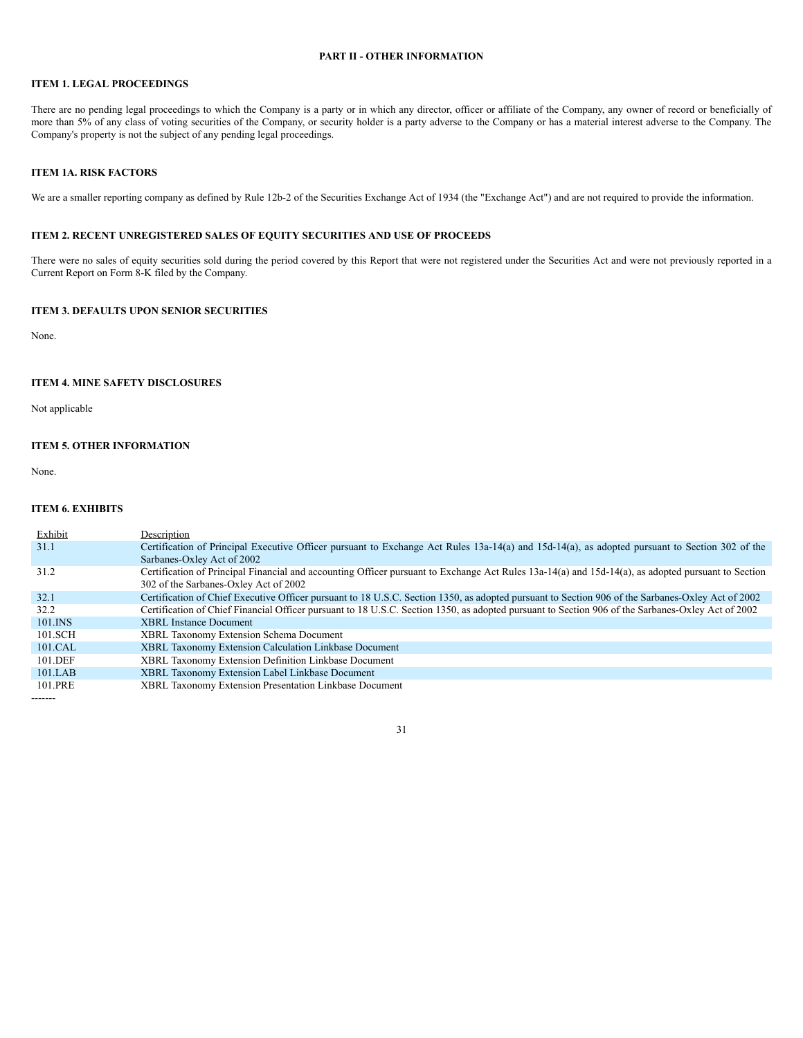## PART II - OTHER INFORMATION

### ITEM 1. LEGAL PROCEEDINGS

There are no pending legal proceedings to which the Company is a party or in which any director, officer or affiliate of the Company, any owner of record or beneficially of more than 5% of any class of voting securities of the Company, or security holder is a party adverse to the Company or has a material interest adverse to the Company. The Company's property is not the subject of any pending legal proceedings.

### ITEM 1A. RISK FACTORS

We are a smaller reporting company as defined by Rule 12b-2 of the Securities Exchange Act of 1934 (the "Exchange Act") and are not required to provide the information.

### ITEM 2. RECENT UNREGISTERED SALES OF EQUITY SECURITIES AND USE OF PROCEEDS

There were no sales of equity securities sold during the period covered by this Report that were not registered under the Securities Act and were not previously reported in a Current Report on Form 8-K filed by the Company.

### ITEM 3. DEFAULTS UPON SENIOR SECURITIES

None.

### ITEM 4. MINE SAFETY DISCLOSURES

Not applicable

### ITEM 5. OTHER INFORMATION

None.

### ITEM 6. EXHIBITS

| Exhibit | Description |
|---|---|
| 31.1 | Certification of Principal Executive Officer pursuant to Exchange Act Rules 13a-14(a) and 15d-14(a), as adopted pursuant to Section 302 of the Sarbanes-Oxley Act of 2002 |
| 31.2 | Certification of Principal Financial and accounting Officer pursuant to Exchange Act Rules 13a-14(a) and 15d-14(a), as adopted pursuant to Section 302 of the Sarbanes-Oxley Act of 2002 |
| 32.1 | Certification of Chief Executive Officer pursuant to 18 U.S.C. Section 1350, as adopted pursuant to Section 906 of the Sarbanes-Oxley Act of 2002 |
| 32.2 | Certification of Chief Financial Officer pursuant to 18 U.S.C. Section 1350, as adopted pursuant to Section 906 of the Sarbanes-Oxley Act of 2002 |
| 101.INS | XBRL Instance Document |
| 101.SCH | XBRL Taxonomy Extension Schema Document |
| 101.CAL | XBRL Taxonomy Extension Calculation Linkbase Document |
| 101.DEF | XBRL Taxonomy Extension Definition Linkbase Document |
| 101.LAB | XBRL Taxonomy Extension Label Linkbase Document |
| 101.PRE | XBRL Taxonomy Extension Presentation Linkbase Document |

-------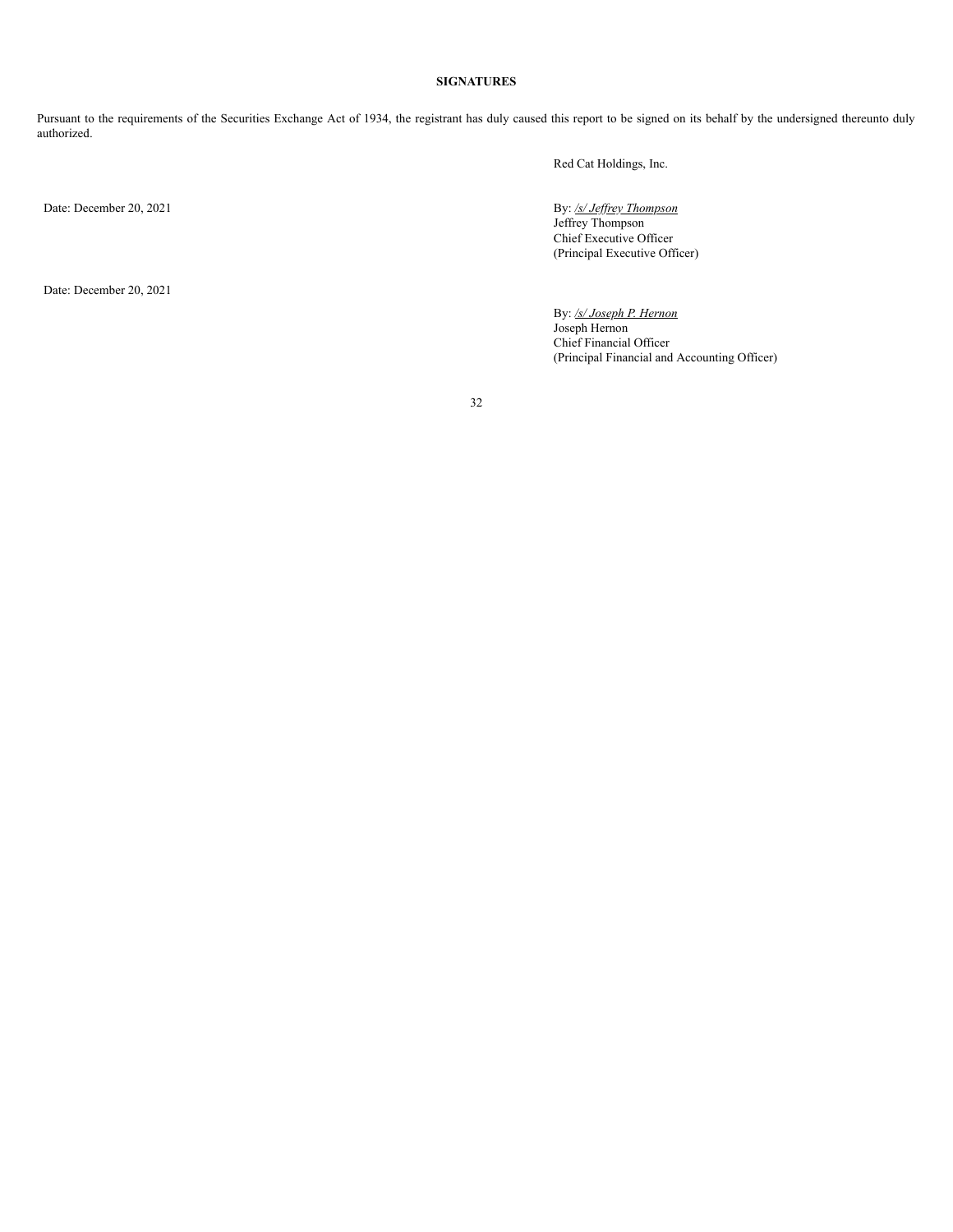**SIGNATURES**

Pursuant to the requirements of the Securities Exchange Act of 1934, the registrant has duly caused this report to be signed on its behalf by the undersigned thereunto duly authorized.

Red Cat Holdings, Inc.

Date: December 20, 2021

By: */s/ Jeffrey Thompson*
Jeffrey Thompson
Chief Executive Officer
(Principal Executive Officer)

Date: December 20, 2021

By: */s/ Joseph P. Hernon*
Joseph Hernon
Chief Financial Officer
(Principal Financial and Accounting Officer)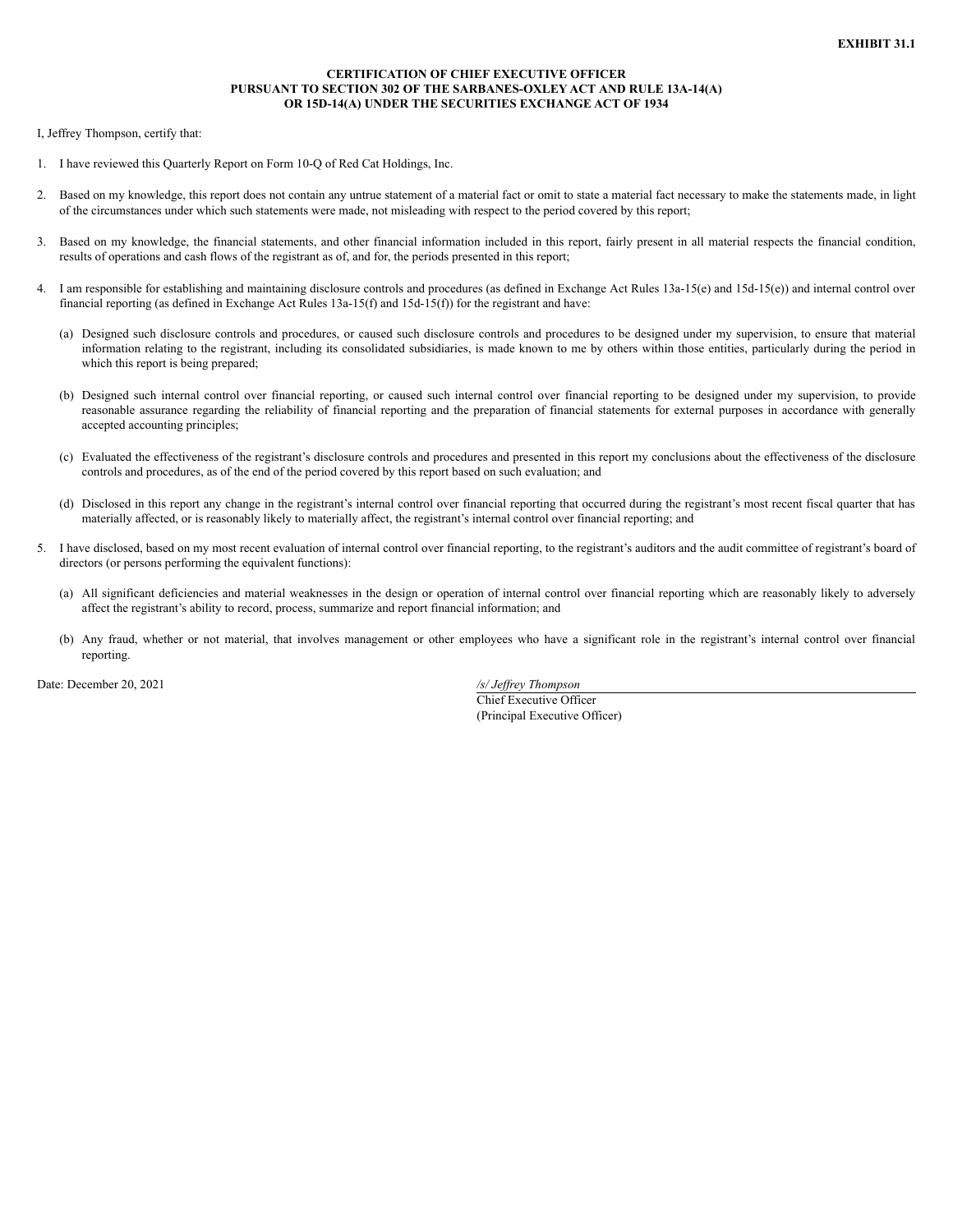**EXHIBIT 31.1**

**CERTIFICATION OF CHIEF EXECUTIVE OFFICER**
**PURSUANT TO SECTION 302 OF THE SARBANES-OXLEY ACT AND RULE 13A-14(A)**
**OR 15D-14(A) UNDER THE SECURITIES EXCHANGE ACT OF 1934**

I, Jeffrey Thompson, certify that:

1. I have reviewed this Quarterly Report on Form 10-Q of Red Cat Holdings, Inc.

2. Based on my knowledge, this report does not contain any untrue statement of a material fact or omit to state a material fact necessary to make the statements made, in light of the circumstances under which such statements were made, not misleading with respect to the period covered by this report;

3. Based on my knowledge, the financial statements, and other financial information included in this report, fairly present in all material respects the financial condition, results of operations and cash flows of the registrant as of, and for, the periods presented in this report;

4. I am responsible for establishing and maintaining disclosure controls and procedures (as defined in Exchange Act Rules 13a-15(e) and 15d-15(e)) and internal control over financial reporting (as defined in Exchange Act Rules 13a-15(f) and 15d-15(f)) for the registrant and have:

   (a) Designed such disclosure controls and procedures, or caused such disclosure controls and procedures to be designed under my supervision, to ensure that material information relating to the registrant, including its consolidated subsidiaries, is made known to me by others within those entities, particularly during the period in which this report is being prepared;

   (b) Designed such internal control over financial reporting, or caused such internal control over financial reporting to be designed under my supervision, to provide reasonable assurance regarding the reliability of financial reporting and the preparation of financial statements for external purposes in accordance with generally accepted accounting principles;

   (c) Evaluated the effectiveness of the registrant's disclosure controls and procedures and presented in this report my conclusions about the effectiveness of the disclosure controls and procedures, as of the end of the period covered by this report based on such evaluation; and

   (d) Disclosed in this report any change in the registrant's internal control over financial reporting that occurred during the registrant's most recent fiscal quarter that has materially affected, or is reasonably likely to materially affect, the registrant's internal control over financial reporting; and

5. I have disclosed, based on my most recent evaluation of internal control over financial reporting, to the registrant's auditors and the audit committee of registrant's board of directors (or persons performing the equivalent functions):

   (a) All significant deficiencies and material weaknesses in the design or operation of internal control over financial reporting which are reasonably likely to adversely affect the registrant's ability to record, process, summarize and report financial information; and

   (b) Any fraud, whether or not material, that involves management or other employees who have a significant role in the registrant's internal control over financial reporting.

Date: December 20, 2021

*/s/ Jeffrey Thompson*
Chief Executive Officer
(Principal Executive Officer)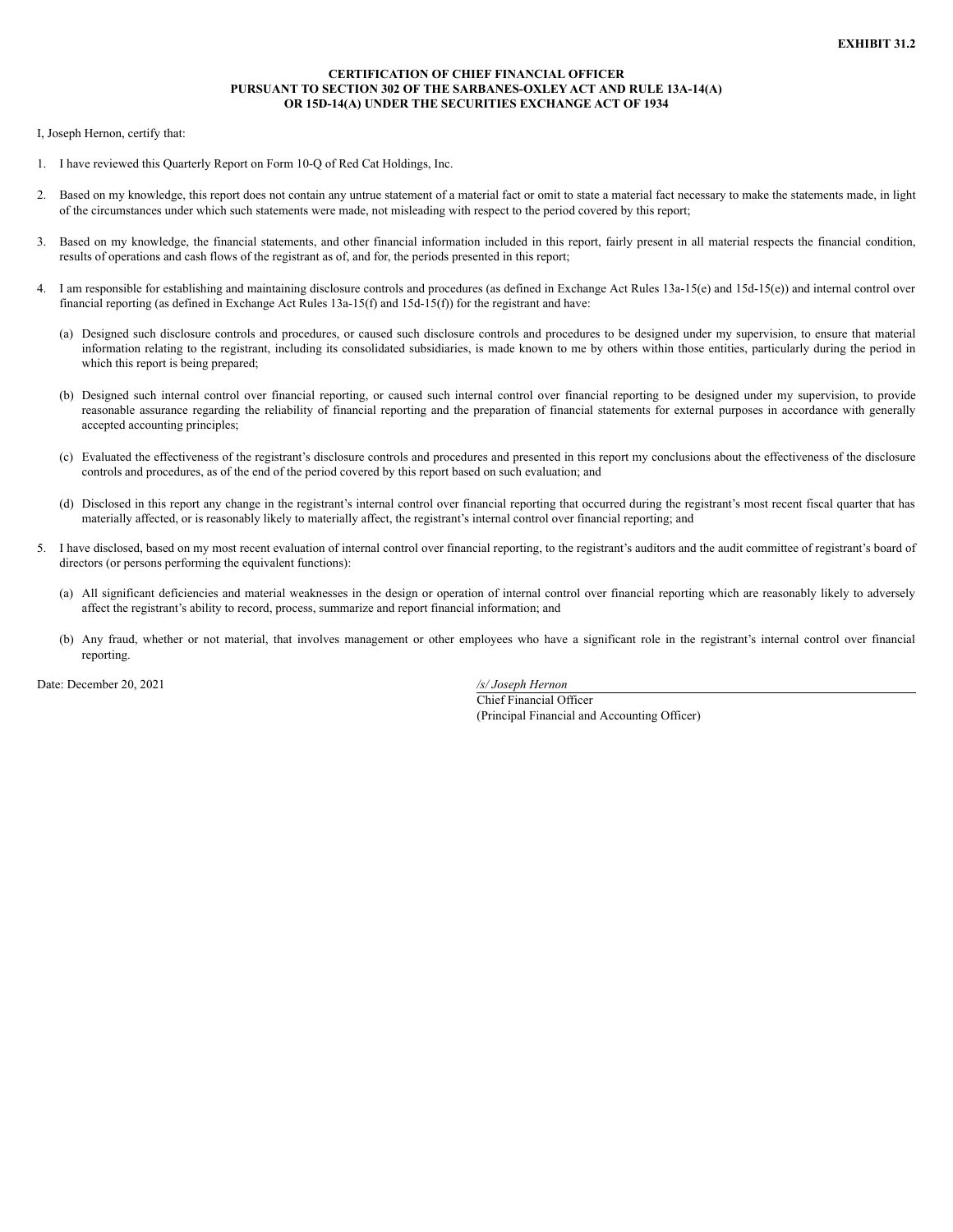**EXHIBIT 31.2**

**CERTIFICATION OF CHIEF FINANCIAL OFFICER**
**PURSUANT TO SECTION 302 OF THE SARBANES-OXLEY ACT AND RULE 13A-14(A)**
**OR 15D-14(A) UNDER THE SECURITIES EXCHANGE ACT OF 1934**

I, Joseph Hernon, certify that:

1. I have reviewed this Quarterly Report on Form 10-Q of Red Cat Holdings, Inc.

2. Based on my knowledge, this report does not contain any untrue statement of a material fact or omit to state a material fact necessary to make the statements made, in light of the circumstances under which such statements were made, not misleading with respect to the period covered by this report;

3. Based on my knowledge, the financial statements, and other financial information included in this report, fairly present in all material respects the financial condition, results of operations and cash flows of the registrant as of, and for, the periods presented in this report;

4. I am responsible for establishing and maintaining disclosure controls and procedures (as defined in Exchange Act Rules 13a-15(e) and 15d-15(e)) and internal control over financial reporting (as defined in Exchange Act Rules 13a-15(f) and 15d-15(f)) for the registrant and have:

   (a) Designed such disclosure controls and procedures, or caused such disclosure controls and procedures to be designed under my supervision, to ensure that material information relating to the registrant, including its consolidated subsidiaries, is made known to me by others within those entities, particularly during the period in which this report is being prepared;

   (b) Designed such internal control over financial reporting, or caused such internal control over financial reporting to be designed under my supervision, to provide reasonable assurance regarding the reliability of financial reporting and the preparation of financial statements for external purposes in accordance with generally accepted accounting principles;

   (c) Evaluated the effectiveness of the registrant's disclosure controls and procedures and presented in this report my conclusions about the effectiveness of the disclosure controls and procedures, as of the end of the period covered by this report based on such evaluation; and

   (d) Disclosed in this report any change in the registrant's internal control over financial reporting that occurred during the registrant's most recent fiscal quarter that has materially affected, or is reasonably likely to materially affect, the registrant's internal control over financial reporting; and

5. I have disclosed, based on my most recent evaluation of internal control over financial reporting, to the registrant's auditors and the audit committee of registrant's board of directors (or persons performing the equivalent functions):

   (a) All significant deficiencies and material weaknesses in the design or operation of internal control over financial reporting which are reasonably likely to adversely affect the registrant's ability to record, process, summarize and report financial information; and

   (b) Any fraud, whether or not material, that involves management or other employees who have a significant role in the registrant's internal control over financial reporting.

Date: December 20, 2021

*/s/ Joseph Hernon*
Chief Financial Officer
(Principal Financial and Accounting Officer)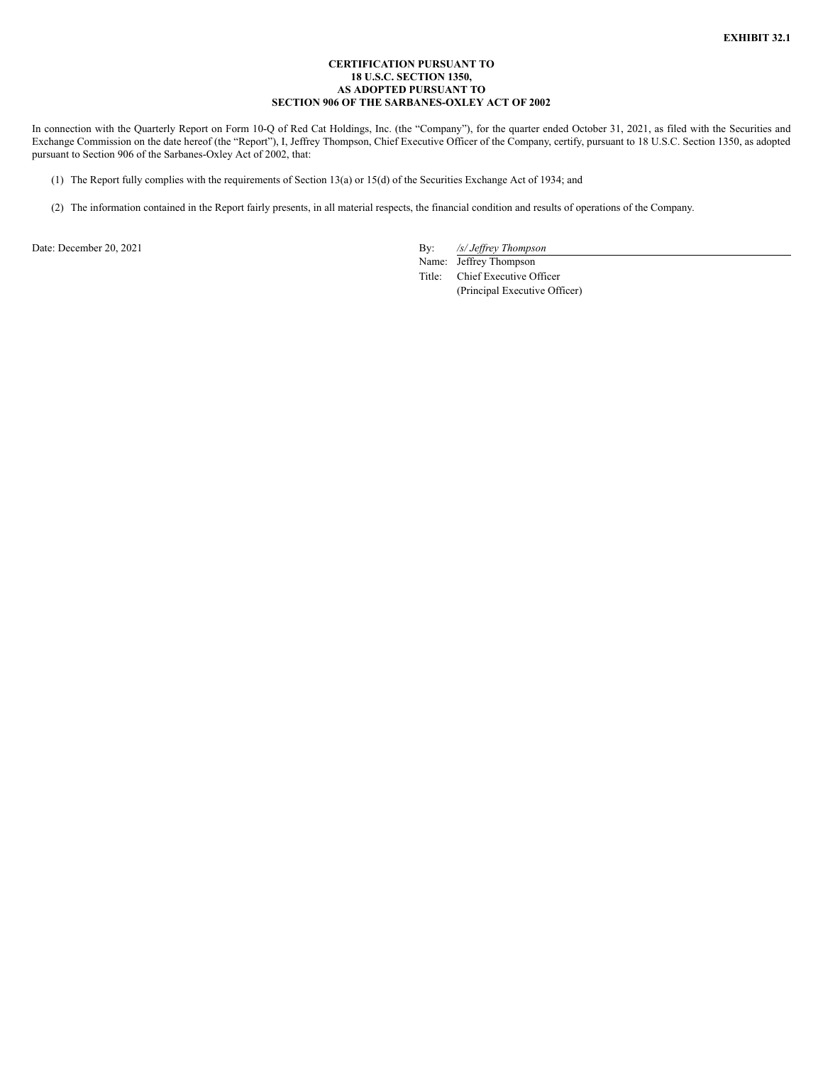**EXHIBIT 32.1**

**CERTIFICATION PURSUANT TO**
**18 U.S.C. SECTION 1350,**
**AS ADOPTED PURSUANT TO**
**SECTION 906 OF THE SARBANES-OXLEY ACT OF 2002**

In connection with the Quarterly Report on Form 10-Q of Red Cat Holdings, Inc. (the "Company"), for the quarter ended October 31, 2021, as filed with the Securities and Exchange Commission on the date hereof (the "Report"), I, Jeffrey Thompson, Chief Executive Officer of the Company, certify, pursuant to 18 U.S.C. Section 1350, as adopted pursuant to Section 906 of the Sarbanes-Oxley Act of 2002, that:

(1) The Report fully complies with the requirements of Section 13(a) or 15(d) of the Securities Exchange Act of 1934; and

(2) The information contained in the Report fairly presents, in all material respects, the financial condition and results of operations of the Company.

Date: December 20, 2021

By: */s/ Jeffrey Thompson*
Name: Jeffrey Thompson
Title: Chief Executive Officer
(Principal Executive Officer)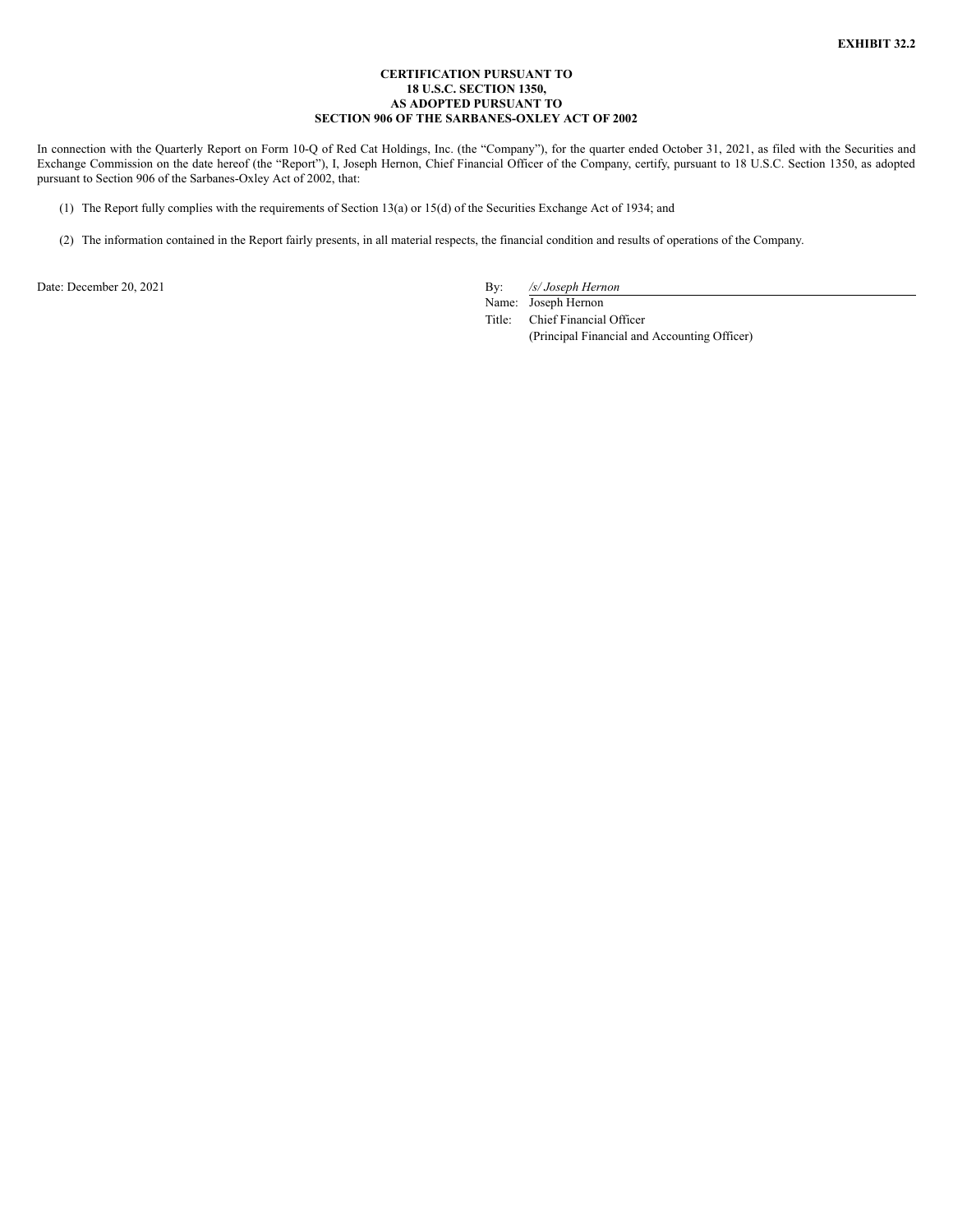**EXHIBIT 32.2**

**CERTIFICATION PURSUANT TO**
**18 U.S.C. SECTION 1350,**
**AS ADOPTED PURSUANT TO**
**SECTION 906 OF THE SARBANES-OXLEY ACT OF 2002**

In connection with the Quarterly Report on Form 10-Q of Red Cat Holdings, Inc. (the "Company"), for the quarter ended October 31, 2021, as filed with the Securities and Exchange Commission on the date hereof (the "Report"), I, Joseph Hernon, Chief Financial Officer of the Company, certify, pursuant to 18 U.S.C. Section 1350, as adopted pursuant to Section 906 of the Sarbanes-Oxley Act of 2002, that:

(1) The Report fully complies with the requirements of Section 13(a) or 15(d) of the Securities Exchange Act of 1934; and

(2) The information contained in the Report fairly presents, in all material respects, the financial condition and results of operations of the Company.

Date: December 20, 2021

By: */s/ Joseph Hernon*
Name: Joseph Hernon
Title: Chief Financial Officer
(Principal Financial and Accounting Officer)